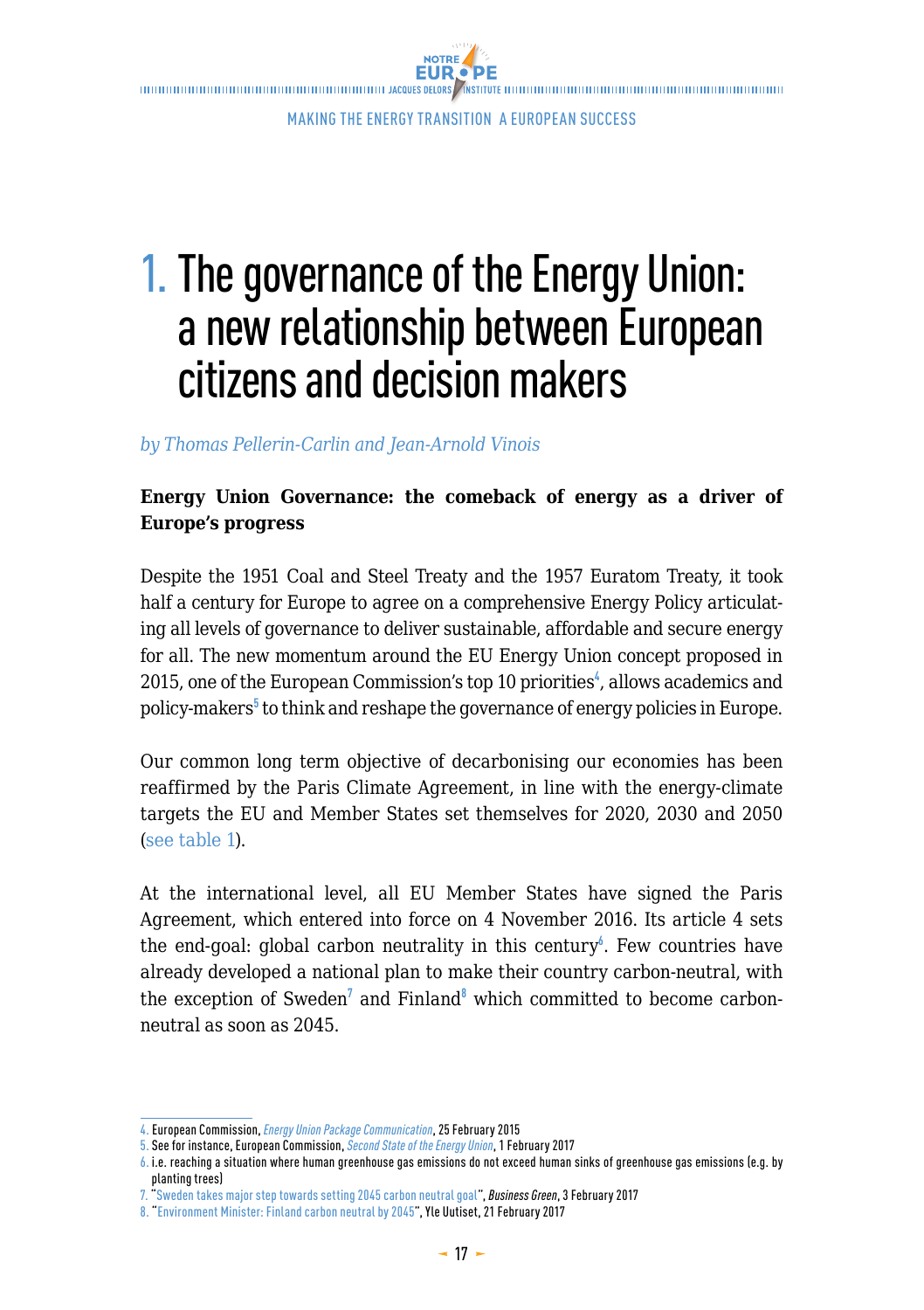# 1. The governance of the Energy Union: a new relationship between European citizens and decision makers

*by Thomas Pellerin-Carlin and Jean-Arnold Vinois*

**Energy Union Governance: the comeback of energy as a driver of Europe's progress**

Despite the 1951 Coal and Steel Treaty and the 1957 Euratom Treaty, it took half a century for Europe to agree on a comprehensive Energy Policy articulating all levels of governance to deliver sustainable, affordable and secure energy for all. The new momentum around the EU Energy Union concept proposed in 2015, one of the European Commission's top 10 priorities[4], allows academics and policy-makers[5] to think and reshape the governance of energy policies in Europe.

Our common long term objective of decarbonising our economies has been reaffirmed by the Paris Climate Agreement, in line with the energy-climate targets the EU and Member States set themselves for 2020, 2030 and 2050 (see table 1).

At the international level, all EU Member States have signed the Paris Agreement, which entered into force on 4 November 2016. Its article 4 sets the end-goal: global carbon neutrality in this century[6]. Few countries have already developed a national plan to make their country carbon-neutral, with the exception of Sweden[7] and Finland[8] which committed to become carbon-neutral as soon as 2045.

---

4. European Commission, *Energy Union Package Communication*, 25 February 2015
5. See for instance, European Commission, *Second State of the Energy Union*, 1 February 2017
6. i.e. reaching a situation where human greenhouse gas emissions do not exceed human sinks of greenhouse gas emissions (e.g. by planting trees)
7. "Sweden takes major step towards setting 2045 carbon neutral goal", *Business Green*, 3 February 2017
8. "Environment Minister: Finland carbon neutral by 2045", Yle Uutiset, 21 February 2017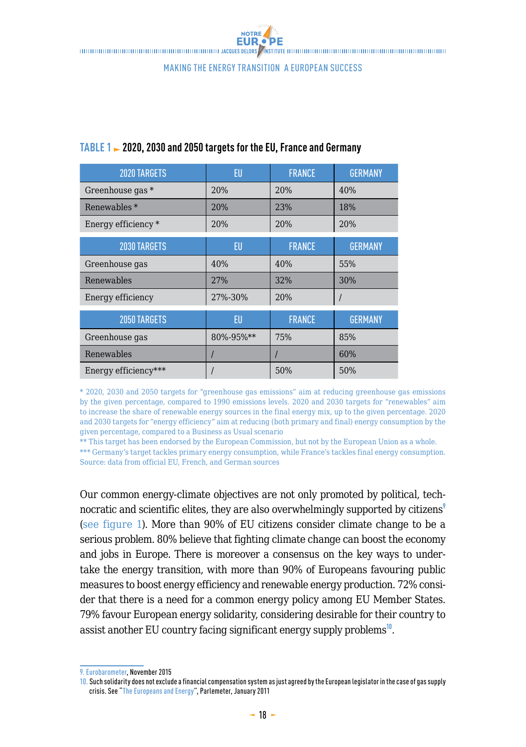**TABLE 1 ► 2020, 2030 and 2050 targets for the EU, France and Germany**

| 2020 TARGETS | EU | FRANCE | GERMANY |
|---|---|---|---|
| Greenhouse gas * | 20% | 20% | 40% |
| Renewables * | 20% | 23% | 18% |
| Energy efficiency * | 20% | 20% | 20% |
| **2030 TARGETS** | **EU** | **FRANCE** | **GERMANY** |
| Greenhouse gas | 40% | 40% | 55% |
| Renewables | 27% | 32% | 30% |
| Energy efficiency | 27%-30% | 20% | / |
| **2050 TARGETS** | **EU** | **FRANCE** | **GERMANY** |
| Greenhouse gas | 80%-95%** | 75% | 85% |
| Renewables | / | / | 60% |
| Energy efficiency*** | / | 50% | 50% |

\* 2020, 2030 and 2050 targets for "greenhouse gas emissions" aim at reducing greenhouse gas emissions by the given percentage, compared to 1990 emissions levels. 2020 and 2030 targets for "renewables" aim to increase the share of renewable energy sources in the final energy mix, up to the given percentage. 2020 and 2030 targets for "energy efficiency" aim at reducing (both primary and final) energy consumption by the given percentage, compared to a Business as Usual scenario
** This target has been endorsed by the European Commission, but not by the European Union as a whole.
*** Germany's target tackles primary energy consumption, while France's tackles final energy consumption.
Source: data from official EU, French, and German sources

Our common energy-climate objectives are not only promoted by political, technocratic and scientific elites, they are also overwhelmingly supported by citizens[9] (see figure 1). More than 90% of EU citizens consider climate change to be a serious problem. 80% believe that fighting climate change can boost the economy and jobs in Europe. There is moreover a consensus on the key ways to undertake the energy transition, with more than 90% of Europeans favouring public measures to boost energy efficiency and renewable energy production. 72% consider that there is a need for a common energy policy among EU Member States. 79% favour European energy solidarity, considering desirable for their country to assist another EU country facing significant energy supply problems[10].

9. Eurobarometer, November 2015
10. Such solidarity does not exclude a financial compensation system as just agreed by the European legislator in the case of gas supply crisis. See "The Europeans and Energy", Parlemeter, January 2011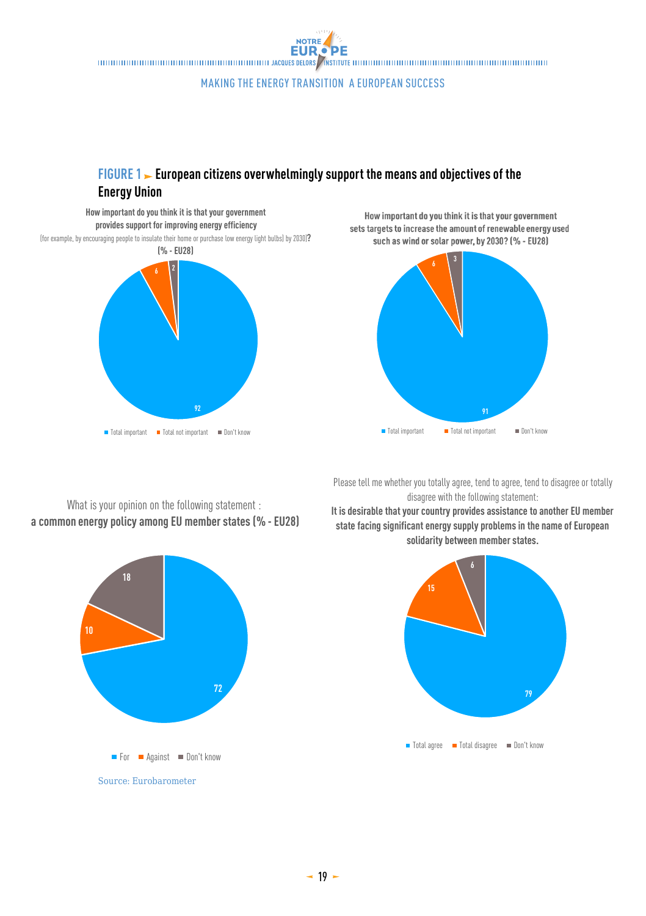## FIGURE 1 ► European citizens overwhelmingly support the means and objectives of the Energy Union

**How important do you think it is that your government provides support for improving energy efficiency**
(for example, by encouraging people to insulate their home or purchase low energy light bulbs) by 2030]**?**
**(% - EU28)**

| Response | % |
|---|---|
| Total important | 92 |
| Total not important | 6 |
| Don't know | 2 |

**How important do you think it is that your government sets targets to increase the amount of renewable energy used such as wind or solar power, by 2030? (% - EU28)**

| Response | % |
|---|---|
| Total important | 91 |
| Total not important | 6 |
| Don't know | 3 |

What is your opinion on the following statement :
**a common energy policy among EU member states (% - EU28)**

| Response | % |
|---|---|
| For | 72 |
| Against | 10 |
| Don't know | 18 |

Please tell me whether you totally agree, tend to agree, tend to disagree or totally disagree with the following statement:
**It is desirable that your country provides assistance to another EU member state facing significant energy supply problems in the name of European solidarity between member states.**

| Response | % |
|---|---|
| Total agree | 79 |
| Total disagree | 15 |
| Don't know | 6 |

Source: Eurobarometer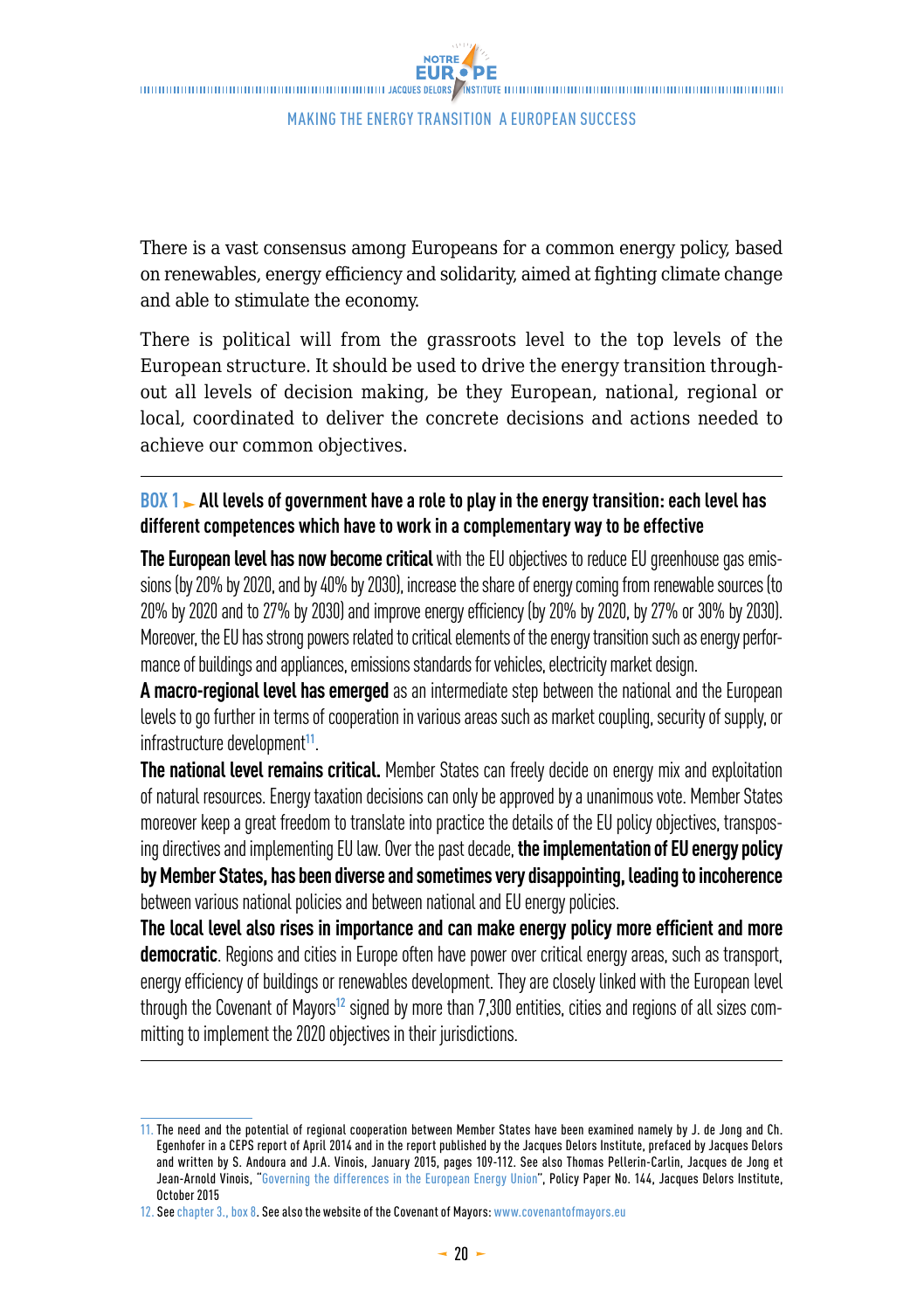There is a vast consensus among Europeans for a common energy policy, based on renewables, energy efficiency and solidarity, aimed at fighting climate change and able to stimulate the economy.

There is political will from the grassroots level to the top levels of the European structure. It should be used to drive the energy transition throughout all levels of decision making, be they European, national, regional or local, coordinated to deliver the concrete decisions and actions needed to achieve our common objectives.

---

**BOX 1 ► All levels of government have a role to play in the energy transition: each level has different competences which have to work in a complementary way to be effective**

**The European level has now become critical** with the EU objectives to reduce EU greenhouse gas emissions (by 20% by 2020, and by 40% by 2030), increase the share of energy coming from renewable sources (to 20% by 2020 and to 27% by 2030) and improve energy efficiency (by 20% by 2020, by 27% or 30% by 2030). Moreover, the EU has strong powers related to critical elements of the energy transition such as energy performance of buildings and appliances, emissions standards for vehicles, electricity market design.

**A macro-regional level has emerged** as an intermediate step between the national and the European levels to go further in terms of cooperation in various areas such as market coupling, security of supply, or infrastructure development[11].

**The national level remains critical.** Member States can freely decide on energy mix and exploitation of natural resources. Energy taxation decisions can only be approved by a unanimous vote. Member States moreover keep a great freedom to translate into practice the details of the EU policy objectives, transposing directives and implementing EU law. Over the past decade, **the implementation of EU energy policy by Member States, has been diverse and sometimes very disappointing, leading to incoherence** between various national policies and between national and EU energy policies.

**The local level also rises in importance and can make energy policy more efficient and more democratic**. Regions and cities in Europe often have power over critical energy areas, such as transport, energy efficiency of buildings or renewables development. They are closely linked with the European level through the Covenant of Mayors[12] signed by more than 7,300 entities, cities and regions of all sizes committing to implement the 2020 objectives in their jurisdictions.

---

11. The need and the potential of regional cooperation between Member States have been examined namely by J. de Jong and Ch. Egenhofer in a CEPS report of April 2014 and in the report published by the Jacques Delors Institute, prefaced by Jacques Delors and written by S. Andoura and J.A. Vinois, January 2015, pages 109-112. See also Thomas Pellerin-Carlin, Jacques de Jong et Jean-Arnold Vinois, "Governing the differences in the European Energy Union", Policy Paper No. 144, Jacques Delors Institute, October 2015

12. See chapter 3., box 8. See also the website of the Covenant of Mayors: www.covenantofmayors.eu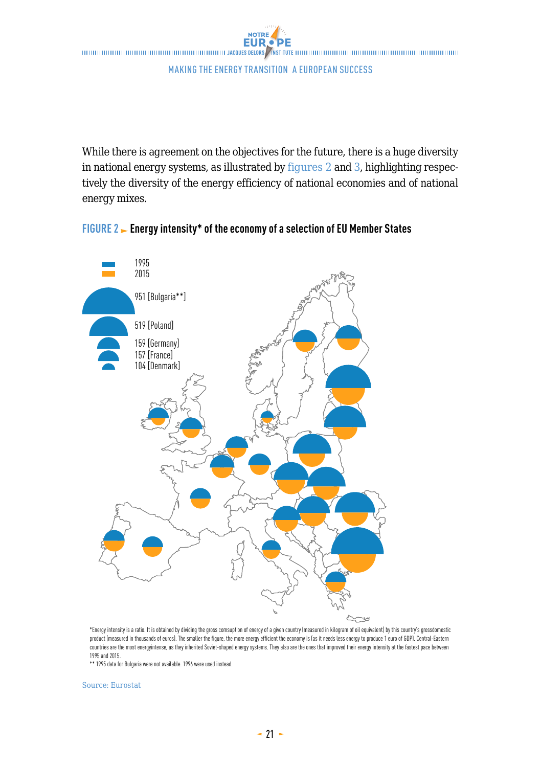While there is agreement on the objectives for the future, there is a huge diversity in national energy systems, as illustrated by figures 2 and 3, highlighting respectively the diversity of the energy efficiency of national economies and of national energy mixes.

**FIGURE 2 ► Energy intensity* of the economy of a selection of EU Member States**

1995
2015

951 [Bulgaria**]
519 [Poland]
159 [Germany]
157 [France]
104 [Denmark]

*Energy intensity is a ratio. It is obtained by dividing the gross comsuption of energy of a given country (measured in kilogram of oil equivalent) by this country's grossdomestic product (measured in thousands of euros). The smaller the figure, the more energy efficient the economy is (as it needs less energy to produce 1 euro of GDP). Central-Eastern countries are the most energyintense, as they inherited Soviet-shaped energy systems. They also are the ones that improved their energy intensity at the fastest pace between 1995 and 2015.

** 1995 data for Bulgaria were not available. 1996 were used instead.

Source: Eurostat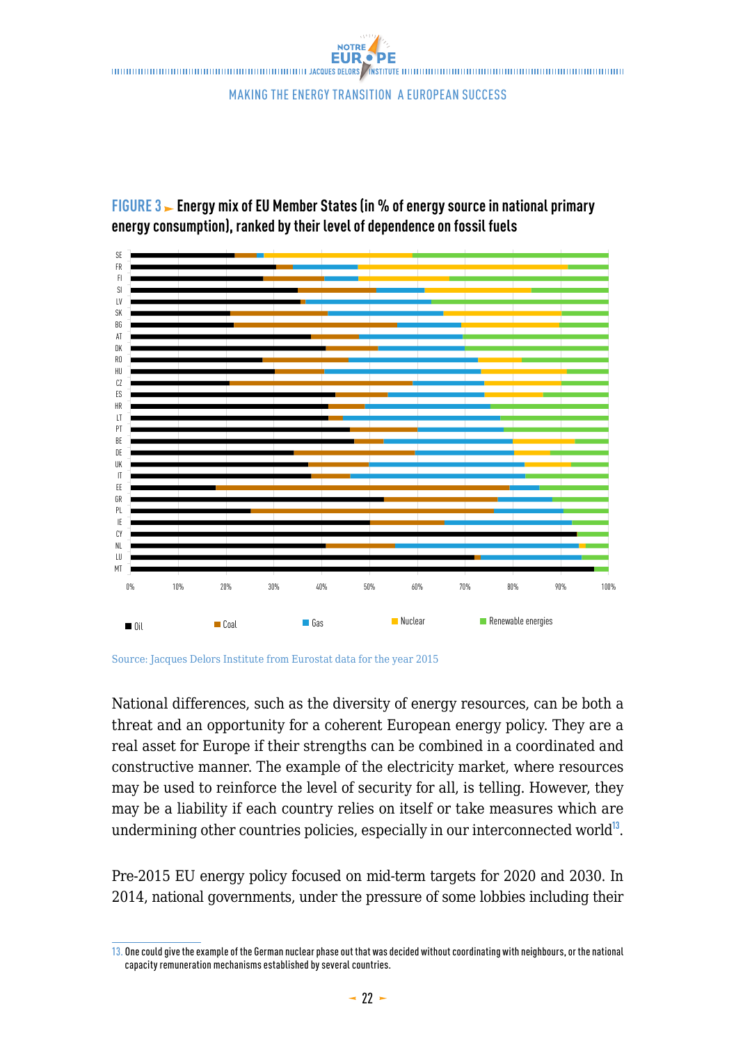**FIGURE 3 ► Energy mix of EU Member States (in % of energy source in national primary energy consumption), ranked by their level of dependence on fossil fuels**

Source: Jacques Delors Institute from Eurostat data for the year 2015

National differences, such as the diversity of energy resources, can be both a threat and an opportunity for a coherent European energy policy. They are a real asset for Europe if their strengths can be combined in a coordinated and constructive manner. The example of the electricity market, where resources may be used to reinforce the level of security for all, is telling. However, they may be a liability if each country relies on itself or take measures which are undermining other countries policies, especially in our interconnected world[13].

Pre-2015 EU energy policy focused on mid-term targets for 2020 and 2030. In 2014, national governments, under the pressure of some lobbies including their

13. One could give the example of the German nuclear phase out that was decided without coordinating with neighbours, or the national capacity remuneration mechanisms established by several countries.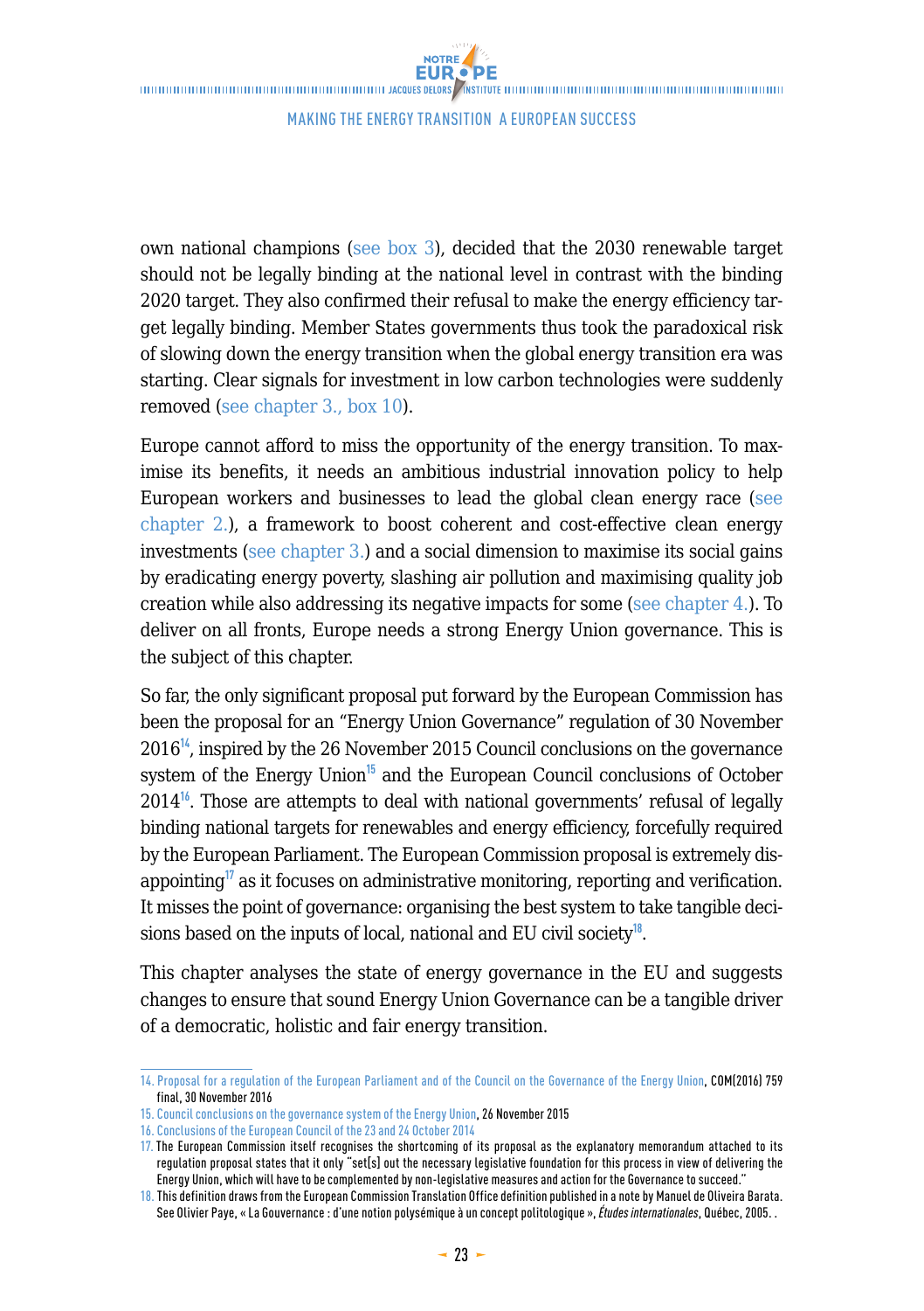own national champions (see box 3), decided that the 2030 renewable target should not be legally binding at the national level in contrast with the binding 2020 target. They also confirmed their refusal to make the energy efficiency target legally binding. Member States governments thus took the paradoxical risk of slowing down the energy transition when the global energy transition era was starting. Clear signals for investment in low carbon technologies were suddenly removed (see chapter 3., box 10).

Europe cannot afford to miss the opportunity of the energy transition. To maximise its benefits, it needs an ambitious industrial innovation policy to help European workers and businesses to lead the global clean energy race (see chapter 2.), a framework to boost coherent and cost-effective clean energy investments (see chapter 3.) and a social dimension to maximise its social gains by eradicating energy poverty, slashing air pollution and maximising quality job creation while also addressing its negative impacts for some (see chapter 4.). To deliver on all fronts, Europe needs a strong Energy Union governance. This is the subject of this chapter.

So far, the only significant proposal put forward by the European Commission has been the proposal for an "Energy Union Governance" regulation of 30 November 2016[14], inspired by the 26 November 2015 Council conclusions on the governance system of the Energy Union[15] and the European Council conclusions of October 2014[16]. Those are attempts to deal with national governments' refusal of legally binding national targets for renewables and energy efficiency, forcefully required by the European Parliament. The European Commission proposal is extremely disappointing[17] as it focuses on administrative monitoring, reporting and verification. It misses the point of governance: organising the best system to take tangible decisions based on the inputs of local, national and EU civil society[18].

This chapter analyses the state of energy governance in the EU and suggests changes to ensure that sound Energy Union Governance can be a tangible driver of a democratic, holistic and fair energy transition.

---

14. Proposal for a regulation of the European Parliament and of the Council on the Governance of the Energy Union, COM(2016) 759 final, 30 November 2016

15. Council conclusions on the governance system of the Energy Union, 26 November 2015

16. Conclusions of the European Council of the 23 and 24 October 2014

17. The European Commission itself recognises the shortcoming of its proposal as the explanatory memorandum attached to its regulation proposal states that it only "set[s] out the necessary legislative foundation for this process in view of delivering the Energy Union, which will have to be complemented by non-legislative measures and action for the Governance to succeed."

18. This definition draws from the European Commission Translation Office definition published in a note by Manuel de Oliveira Barata. See Olivier Paye, « La Gouvernance : d'une notion polysémique à un concept politologique », *Études internationales*, Québec, 2005. .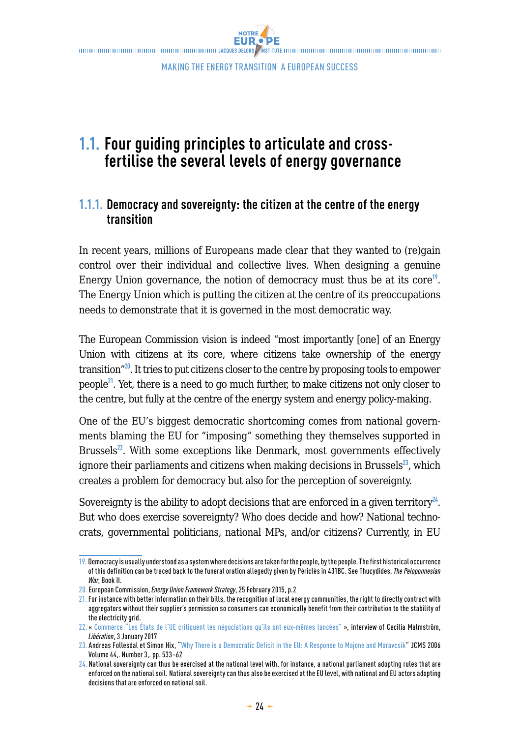## 1.1. Four guiding principles to articulate and cross-fertilise the several levels of energy governance

### 1.1.1. Democracy and sovereignty: the citizen at the centre of the energy transition

In recent years, millions of Europeans made clear that they wanted to (re)gain control over their individual and collective lives. When designing a genuine Energy Union governance, the notion of democracy must thus be at its core[19]. The Energy Union which is putting the citizen at the centre of its preoccupations needs to demonstrate that it is governed in the most democratic way.

The European Commission vision is indeed "most importantly [one] of an Energy Union with citizens at its core, where citizens take ownership of the energy transition"[20]. It tries to put citizens closer to the centre by proposing tools to empower people[21]. Yet, there is a need to go much further, to make citizens not only closer to the centre, but fully at the centre of the energy system and energy policy-making.

One of the EU's biggest democratic shortcoming comes from national governments blaming the EU for "imposing" something they themselves supported in Brussels[22]. With some exceptions like Denmark, most governments effectively ignore their parliaments and citizens when making decisions in Brussels[23], which creates a problem for democracy but also for the perception of sovereignty.

Sovereignty is the ability to adopt decisions that are enforced in a given territory[24]. But who does exercise sovereignty? Who does decide and how? National technocrats, governmental politicians, national MPs, and/or citizens? Currently, in EU

---

19. Democracy is usually understood as a system where decisions are taken for the people, by the people. The first historical occurrence of this definition can be traced back to the funeral oration allegedly given by Périclès in 431BC. See Thucydides, *The Peloponnesian War*, Book II.
20. European Commission, *Energy Union Framework Strategy*, 25 February 2015, p.2
21. For instance with better information on their bills, the recognition of local energy communities, the right to directly contract with aggregators without their supplier's permission so consumers can economically benefit from their contribution to the stability of the electricity grid.
22. « Commerce "Les États de l'UE critiquent les négociations qu'ils ont eux-mêmes lancées" », interview of Cecilia Malmström, *Libération*, 3 January 2017
23. Andreas Follesdal et Simon Hix, "Why There is a Democratic Deficit in the EU: A Response to Majone and Moravcsik" JCMS 2006 Volume 44,. Number 3,. pp. 533–62
24. National sovereignty can thus be exercised at the national level with, for instance, a national parliament adopting rules that are enforced on the national soil. National sovereignty can thus also be exercised at the EU level, with national and EU actors adopting decisions that are enforced on national soil.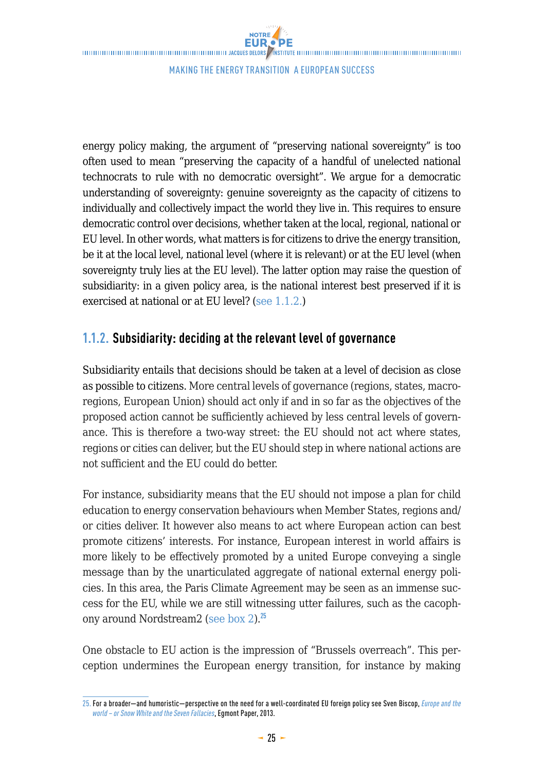energy policy making, the argument of "preserving national sovereignty" is too often used to mean "preserving the capacity of a handful of unelected national technocrats to rule with no democratic oversight". We argue for a democratic understanding of sovereignty: genuine sovereignty as the capacity of citizens to individually and collectively impact the world they live in. This requires to ensure democratic control over decisions, whether taken at the local, regional, national or EU level. In other words, what matters is for citizens to drive the energy transition, be it at the local level, national level (where it is relevant) or at the EU level (when sovereignty truly lies at the EU level). The latter option may raise the question of subsidiarity: in a given policy area, is the national interest best preserved if it is exercised at national or at EU level? (see 1.1.2.)

### 1.1.2. Subsidiarity: deciding at the relevant level of governance

Subsidiarity entails that decisions should be taken at a level of decision as close as possible to citizens. More central levels of governance (regions, states, macro-regions, European Union) should act only if and in so far as the objectives of the proposed action cannot be sufficiently achieved by less central levels of governance. This is therefore a two-way street: the EU should not act where states, regions or cities can deliver, but the EU should step in where national actions are not sufficient and the EU could do better.

For instance, subsidiarity means that the EU should not impose a plan for child education to energy conservation behaviours when Member States, regions and/or cities deliver. It however also means to act where European action can best promote citizens' interests. For instance, European interest in world affairs is more likely to be effectively promoted by a united Europe conveying a single message than by the unarticulated aggregate of national external energy policies. In this area, the Paris Climate Agreement may be seen as an immense success for the EU, while we are still witnessing utter failures, such as the cacophony around Nordstream2 (see box 2).[25]

One obstacle to EU action is the impression of "Brussels overreach". This perception undermines the European energy transition, for instance by making

25. For a broader—and humoristic—perspective on the need for a well-coordinated EU foreign policy see Sven Biscop, *Europe and the world – or Snow White and the Seven Fallacies*, Egmont Paper, 2013.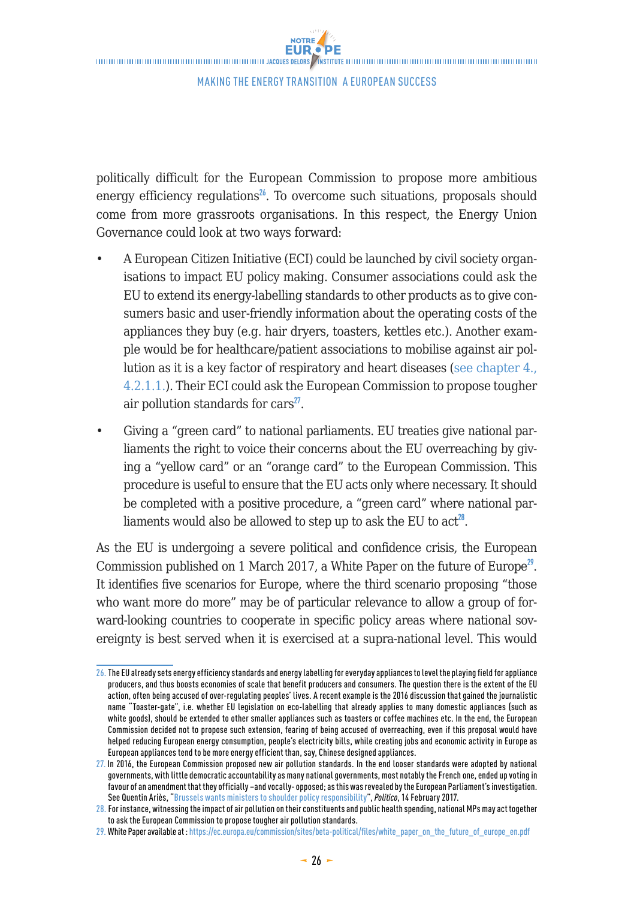politically difficult for the European Commission to propose more ambitious energy efficiency regulations[26]. To overcome such situations, proposals should come from more grassroots organisations. In this respect, the Energy Union Governance could look at two ways forward:

- A European Citizen Initiative (ECI) could be launched by civil society organisations to impact EU policy making. Consumer associations could ask the EU to extend its energy-labelling standards to other products as to give consumers basic and user-friendly information about the operating costs of the appliances they buy (e.g. hair dryers, toasters, kettles etc.). Another example would be for healthcare/patient associations to mobilise against air pollution as it is a key factor of respiratory and heart diseases (see chapter 4., 4.2.1.1.). Their ECI could ask the European Commission to propose tougher air pollution standards for cars[27].
- Giving a "green card" to national parliaments. EU treaties give national parliaments the right to voice their concerns about the EU overreaching by giving a "yellow card" or an "orange card" to the European Commission. This procedure is useful to ensure that the EU acts only where necessary. It should be completed with a positive procedure, a "green card" where national parliaments would also be allowed to step up to ask the EU to act[28].

As the EU is undergoing a severe political and confidence crisis, the European Commission published on 1 March 2017, a White Paper on the future of Europe[29]. It identifies five scenarios for Europe, where the third scenario proposing "those who want more do more" may be of particular relevance to allow a group of forward-looking countries to cooperate in specific policy areas where national sovereignty is best served when it is exercised at a supra-national level. This would

---

26. The EU already sets energy efficiency standards and energy labelling for everyday appliances to level the playing field for appliance producers, and thus boosts economies of scale that benefit producers and consumers. The question there is the extent of the EU action, often being accused of over-regulating peoples' lives. A recent example is the 2016 discussion that gained the journalistic name "Toaster-gate", i.e. whether EU legislation on eco-labelling that already applies to many domestic appliances (such as white goods), should be extended to other smaller appliances such as toasters or coffee machines etc. In the end, the European Commission decided not to propose such extension, fearing of being accused of overreaching, even if this proposal would have helped reducing European energy consumption, people's electricity bills, while creating jobs and economic activity in Europe as European appliances tend to be more energy efficient than, say, Chinese designed appliances.

27. In 2016, the European Commission proposed new air pollution standards. In the end looser standards were adopted by national governments, with little democratic accountability as many national governments, most notably the French one, ended up voting in favour of an amendment that they officially –and vocally- opposed; as this was revealed by the European Parliament's investigation. See Quentin Ariès, "Brussels wants ministers to shoulder policy responsibility", *Politico*, 14 February 2017.

28. For instance, witnessing the impact of air pollution on their constituents and public health spending, national MPs may act together to ask the European Commission to propose tougher air pollution standards.

29. White Paper available at : https://ec.europa.eu/commission/sites/beta-political/files/white_paper_on_the_future_of_europe_en.pdf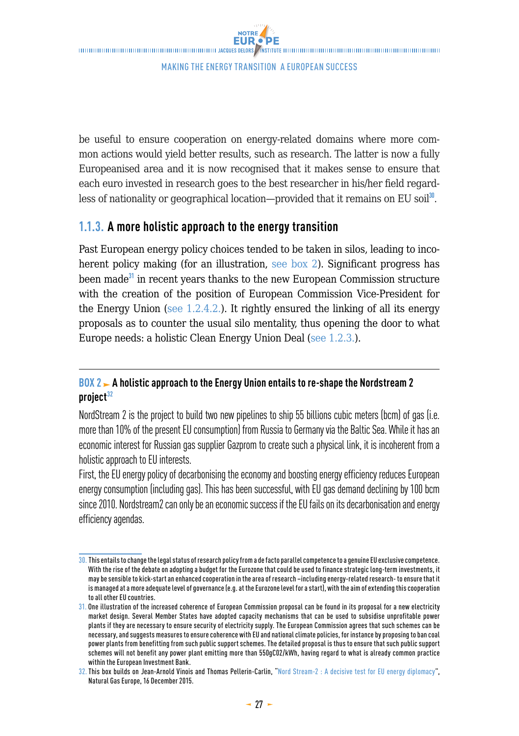be useful to ensure cooperation on energy-related domains where more common actions would yield better results, such as research. The latter is now a fully Europeanised area and it is now recognised that it makes sense to ensure that each euro invested in research goes to the best researcher in his/her field regardless of nationality or geographical location—provided that it remains on EU soil[30].

### 1.1.3. A more holistic approach to the energy transition

Past European energy policy choices tended to be taken in silos, leading to incoherent policy making (for an illustration, see box 2). Significant progress has been made[31] in recent years thanks to the new European Commission structure with the creation of the position of European Commission Vice-President for the Energy Union (see 1.2.4.2.). It rightly ensured the linking of all its energy proposals as to counter the usual silo mentality, thus opening the door to what Europe needs: a holistic Clean Energy Union Deal (see 1.2.3.).

---

**BOX 2 ► A holistic approach to the Energy Union entails to re-shape the Nordstream 2 project[32]**

NordStream 2 is the project to build two new pipelines to ship 55 billions cubic meters (bcm) of gas (i.e. more than 10% of the present EU consumption) from Russia to Germany via the Baltic Sea. While it has an economic interest for Russian gas supplier Gazprom to create such a physical link, it is incoherent from a holistic approach to EU interests.

First, the EU energy policy of decarbonising the economy and boosting energy efficiency reduces European energy consumption (including gas). This has been successful, with EU gas demand declining by 100 bcm since 2010. Nordstream2 can only be an economic success if the EU fails on its decarbonisation and energy efficiency agendas.

---

30. This entails to change the legal status of research policy from a de facto parallel competence to a genuine EU exclusive competence. With the rise of the debate on adopting a budget for the Eurozone that could be used to finance strategic long-term investments, it may be sensible to kick-start an enhanced cooperation in the area of research –including energy-related research- to ensure that it is managed at a more adequate level of governance (e.g. at the Eurozone level for a start), with the aim of extending this cooperation to all other EU countries.

31. One illustration of the increased coherence of European Commission proposal can be found in its proposal for a new electricity market design. Several Member States have adopted capacity mechanisms that can be used to subsidise unprofitable power plants if they are necessary to ensure security of electricity supply. The European Commission agrees that such schemes can be necessary, and suggests measures to ensure coherence with EU and national climate policies, for instance by proposing to ban coal power plants from benefitting from such public support schemes. The detailed proposal is thus to ensure that such public support schemes will not benefit any power plant emitting more than 550g$CO_2$/kWh, having regard to what is already common practice within the European Investment Bank.

32. This box builds on Jean-Arnold Vinois and Thomas Pellerin-Carlin, "Nord Stream-2 : A decisive test for EU energy diplomacy", Natural Gas Europe, 16 December 2015.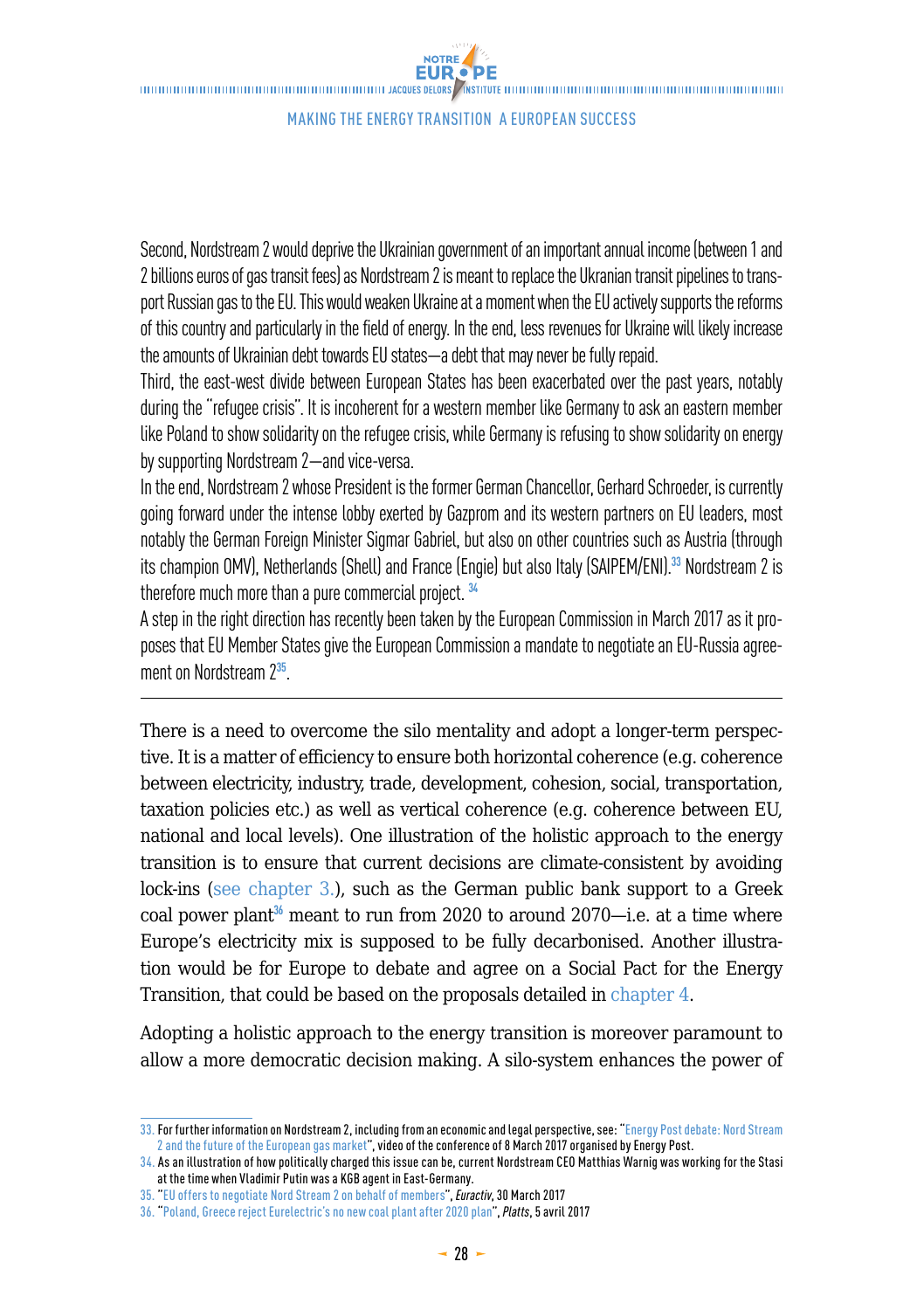Second, Nordstream 2 would deprive the Ukrainian government of an important annual income (between 1 and 2 billions euros of gas transit fees) as Nordstream 2 is meant to replace the Ukranian transit pipelines to transport Russian gas to the EU. This would weaken Ukraine at a moment when the EU actively supports the reforms of this country and particularly in the field of energy. In the end, less revenues for Ukraine will likely increase the amounts of Ukrainian debt towards EU states—a debt that may never be fully repaid.

Third, the east-west divide between European States has been exacerbated over the past years, notably during the "refugee crisis". It is incoherent for a western member like Germany to ask an eastern member like Poland to show solidarity on the refugee crisis, while Germany is refusing to show solidarity on energy by supporting Nordstream 2—and vice-versa.

In the end, Nordstream 2 whose President is the former German Chancellor, Gerhard Schroeder, is currently going forward under the intense lobby exerted by Gazprom and its western partners on EU leaders, most notably the German Foreign Minister Sigmar Gabriel, but also on other countries such as Austria (through its champion OMV), Netherlands (Shell) and France (Engie) but also Italy (SAIPEM/ENI).[33] Nordstream 2 is therefore much more than a pure commercial project. [34]

A step in the right direction has recently been taken by the European Commission in March 2017 as it proposes that EU Member States give the European Commission a mandate to negotiate an EU-Russia agreement on Nordstream 2[35].

---

There is a need to overcome the silo mentality and adopt a longer-term perspective. It is a matter of efficiency to ensure both horizontal coherence (e.g. coherence between electricity, industry, trade, development, cohesion, social, transportation, taxation policies etc.) as well as vertical coherence (e.g. coherence between EU, national and local levels). One illustration of the holistic approach to the energy transition is to ensure that current decisions are climate-consistent by avoiding lock-ins (see chapter 3.), such as the German public bank support to a Greek coal power plant[36] meant to run from 2020 to around 2070—i.e. at a time where Europe's electricity mix is supposed to be fully decarbonised. Another illustration would be for Europe to debate and agree on a Social Pact for the Energy Transition, that could be based on the proposals detailed in chapter 4.

Adopting a holistic approach to the energy transition is moreover paramount to allow a more democratic decision making. A silo-system enhances the power of

---

33. For further information on Nordstream 2, including from an economic and legal perspective, see: "Energy Post debate: Nord Stream 2 and the future of the European gas market", video of the conference of 8 March 2017 organised by Energy Post.
34. As an illustration of how politically charged this issue can be, current Nordstream CEO Matthias Warnig was working for the Stasi at the time when Vladimir Putin was a KGB agent in East-Germany.
35. "EU offers to negotiate Nord Stream 2 on behalf of members", *Euractiv*, 30 March 2017
36. "Poland, Greece reject Eurelectric's no new coal plant after 2020 plan", *Platts*, 5 avril 2017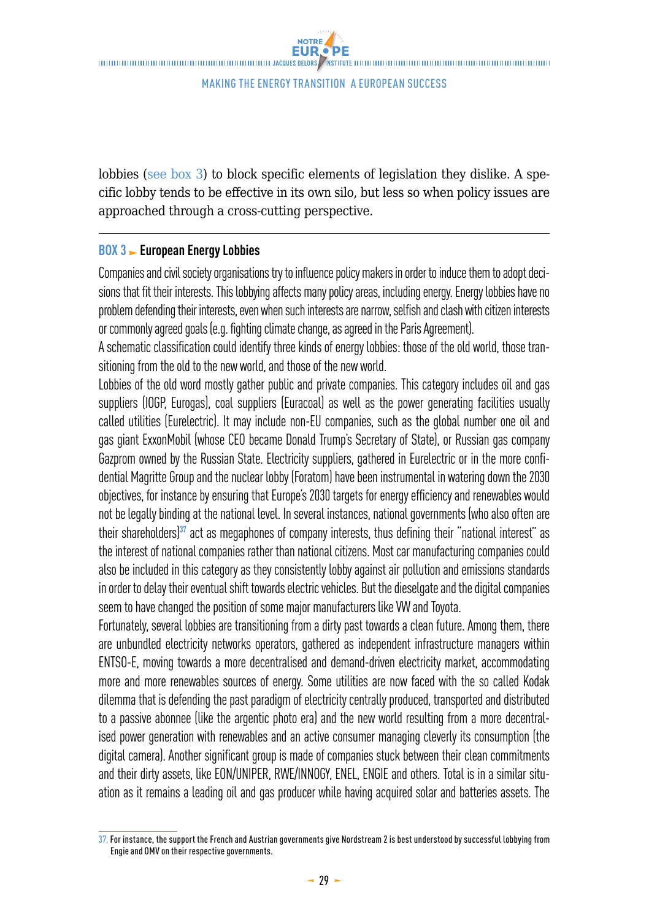lobbies (see box 3) to block specific elements of legislation they dislike. A specific lobby tends to be effective in its own silo, but less so when policy issues are approached through a cross-cutting perspective.

---

### BOX 3 ► European Energy Lobbies

Companies and civil society organisations try to influence policy makers in order to induce them to adopt decisions that fit their interests. This lobbying affects many policy areas, including energy. Energy lobbies have no problem defending their interests, even when such interests are narrow, selfish and clash with citizen interests or commonly agreed goals (e.g. fighting climate change, as agreed in the Paris Agreement).

A schematic classification could identify three kinds of energy lobbies: those of the old world, those transitioning from the old to the new world, and those of the new world.

Lobbies of the old word mostly gather public and private companies. This category includes oil and gas suppliers (IOGP, Eurogas), coal suppliers (Euracoal) as well as the power generating facilities usually called utilities (Eurelectric). It may include non-EU companies, such as the global number one oil and gas giant ExxonMobil (whose CEO became Donald Trump's Secretary of State), or Russian gas company Gazprom owned by the Russian State. Electricity suppliers, gathered in Eurelectric or in the more confidential Magritte Group and the nuclear lobby (Foratom) have been instrumental in watering down the 2030 objectives, for instance by ensuring that Europe's 2030 targets for energy efficiency and renewables would not be legally binding at the national level. In several instances, national governments (who also often are their shareholders)[37] act as megaphones of company interests, thus defining their "national interest" as the interest of national companies rather than national citizens. Most car manufacturing companies could also be included in this category as they consistently lobby against air pollution and emissions standards in order to delay their eventual shift towards electric vehicles. But the dieselgate and the digital companies seem to have changed the position of some major manufacturers like VW and Toyota.

Fortunately, several lobbies are transitioning from a dirty past towards a clean future. Among them, there are unbundled electricity networks operators, gathered as independent infrastructure managers within ENTSO-E, moving towards a more decentralised and demand-driven electricity market, accommodating more and more renewables sources of energy. Some utilities are now faced with the so called Kodak dilemma that is defending the past paradigm of electricity centrally produced, transported and distributed to a passive abonnee (like the argentic photo era) and the new world resulting from a more decentralised power generation with renewables and an active consumer managing cleverly its consumption (the digital camera). Another significant group is made of companies stuck between their clean commitments and their dirty assets, like EON/UNIPER, RWE/INNOGY, ENEL, ENGIE and others. Total is in a similar situation as it remains a leading oil and gas producer while having acquired solar and batteries assets. The

---

37. For instance, the support the French and Austrian governments give Nordstream 2 is best understood by successful lobbying from Engie and OMV on their respective governments.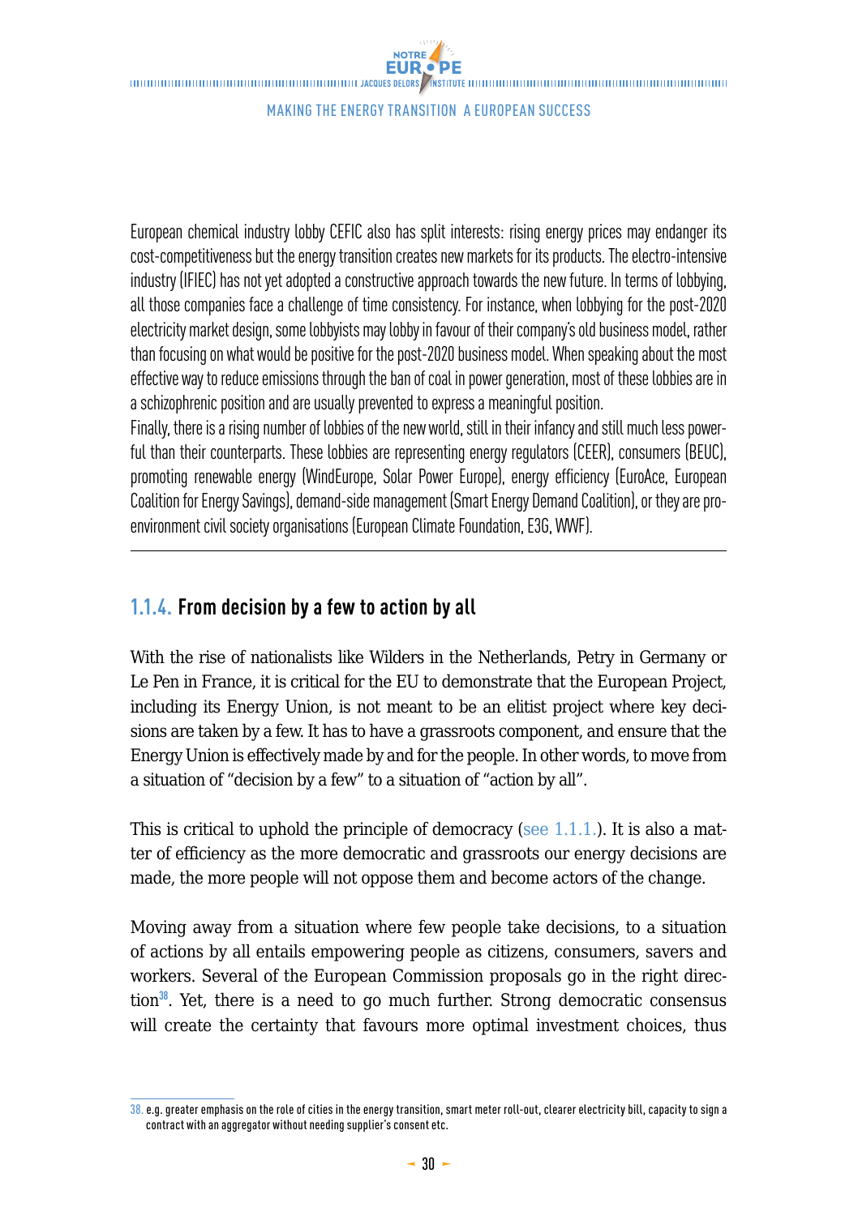European chemical industry lobby CEFIC also has split interests: rising energy prices may endanger its cost-competitiveness but the energy transition creates new markets for its products. The electro-intensive industry (IFIEC) has not yet adopted a constructive approach towards the new future. In terms of lobbying, all those companies face a challenge of time consistency. For instance, when lobbying for the post-2020 electricity market design, some lobbyists may lobby in favour of their company's old business model, rather than focusing on what would be positive for the post-2020 business model. When speaking about the most effective way to reduce emissions through the ban of coal in power generation, most of these lobbies are in a schizophrenic position and are usually prevented to express a meaningful position.

Finally, there is a rising number of lobbies of the new world, still in their infancy and still much less powerful than their counterparts. These lobbies are representing energy regulators (CEER), consumers (BEUC), promoting renewable energy (WindEurope, Solar Power Europe), energy efficiency (EuroAce, European Coalition for Energy Savings), demand-side management (Smart Energy Demand Coalition), or they are pro-environment civil society organisations (European Climate Foundation, E3G, WWF).

---

### 1.1.4. From decision by a few to action by all

With the rise of nationalists like Wilders in the Netherlands, Petry in Germany or Le Pen in France, it is critical for the EU to demonstrate that the European Project, including its Energy Union, is not meant to be an elitist project where key decisions are taken by a few. It has to have a grassroots component, and ensure that the Energy Union is effectively made by and for the people. In other words, to move from a situation of "decision by a few" to a situation of "action by all".

This is critical to uphold the principle of democracy (see 1.1.1.). It is also a matter of efficiency as the more democratic and grassroots our energy decisions are made, the more people will not oppose them and become actors of the change.

Moving away from a situation where few people take decisions, to a situation of actions by all entails empowering people as citizens, consumers, savers and workers. Several of the European Commission proposals go in the right direction[38]. Yet, there is a need to go much further. Strong democratic consensus will create the certainty that favours more optimal investment choices, thus

---

38. e.g. greater emphasis on the role of cities in the energy transition, smart meter roll-out, clearer electricity bill, capacity to sign a contract with an aggregator without needing supplier's consent etc.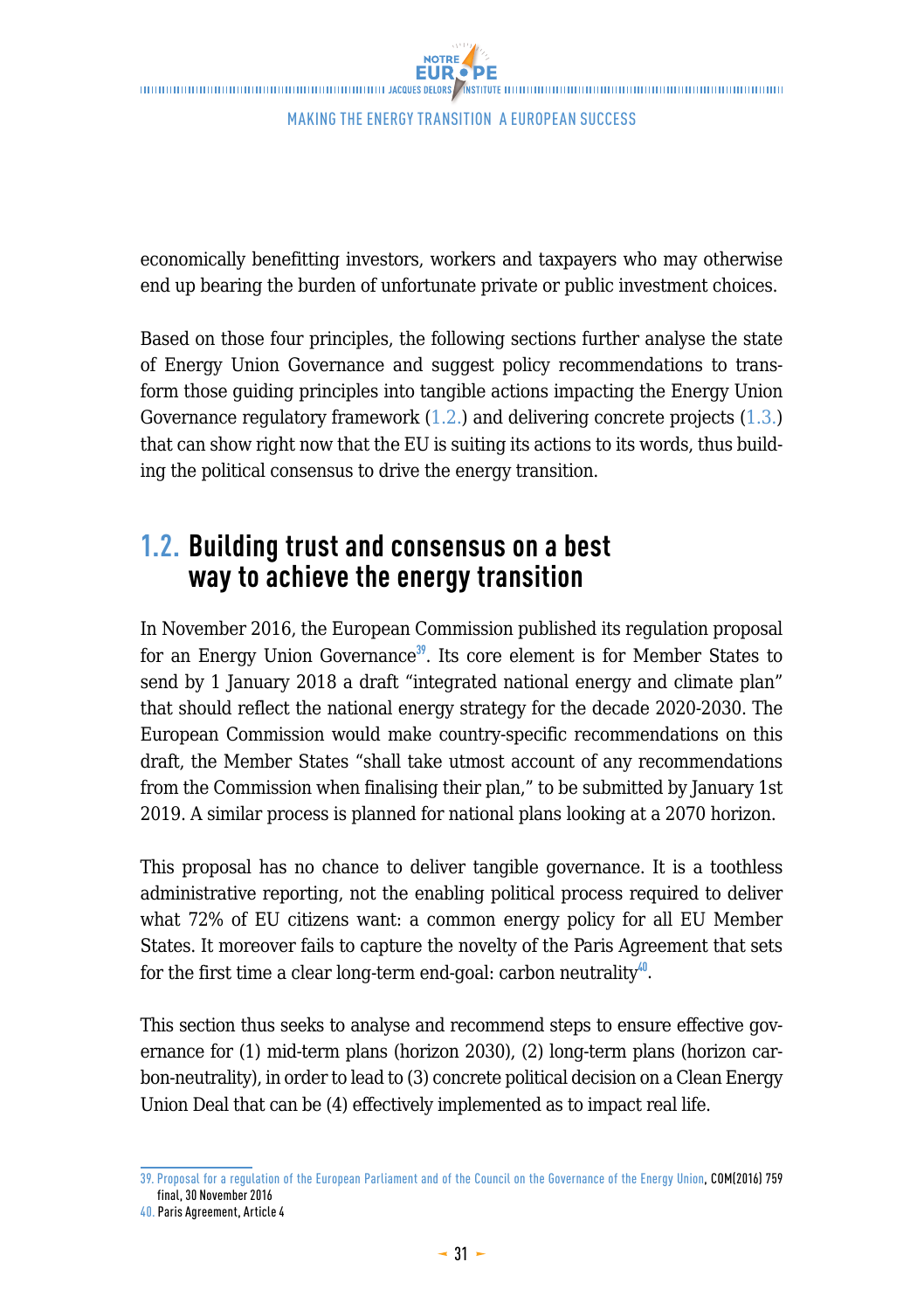economically benefitting investors, workers and taxpayers who may otherwise end up bearing the burden of unfortunate private or public investment choices.

Based on those four principles, the following sections further analyse the state of Energy Union Governance and suggest policy recommendations to transform those guiding principles into tangible actions impacting the Energy Union Governance regulatory framework (1.2.) and delivering concrete projects (1.3.) that can show right now that the EU is suiting its actions to its words, thus building the political consensus to drive the energy transition.

## 1.2. Building trust and consensus on a best way to achieve the energy transition

In November 2016, the European Commission published its regulation proposal for an Energy Union Governance[39]. Its core element is for Member States to send by 1 January 2018 a draft "integrated national energy and climate plan" that should reflect the national energy strategy for the decade 2020-2030. The European Commission would make country-specific recommendations on this draft, the Member States "shall take utmost account of any recommendations from the Commission when finalising their plan," to be submitted by January 1st 2019. A similar process is planned for national plans looking at a 2070 horizon.

This proposal has no chance to deliver tangible governance. It is a toothless administrative reporting, not the enabling political process required to deliver what 72% of EU citizens want: a common energy policy for all EU Member States. It moreover fails to capture the novelty of the Paris Agreement that sets for the first time a clear long-term end-goal: carbon neutrality[40].

This section thus seeks to analyse and recommend steps to ensure effective governance for (1) mid-term plans (horizon 2030), (2) long-term plans (horizon carbon-neutrality), in order to lead to (3) concrete political decision on a Clean Energy Union Deal that can be (4) effectively implemented as to impact real life.

39. Proposal for a regulation of the European Parliament and of the Council on the Governance of the Energy Union, COM(2016) 759 final, 30 November 2016

40. Paris Agreement, Article 4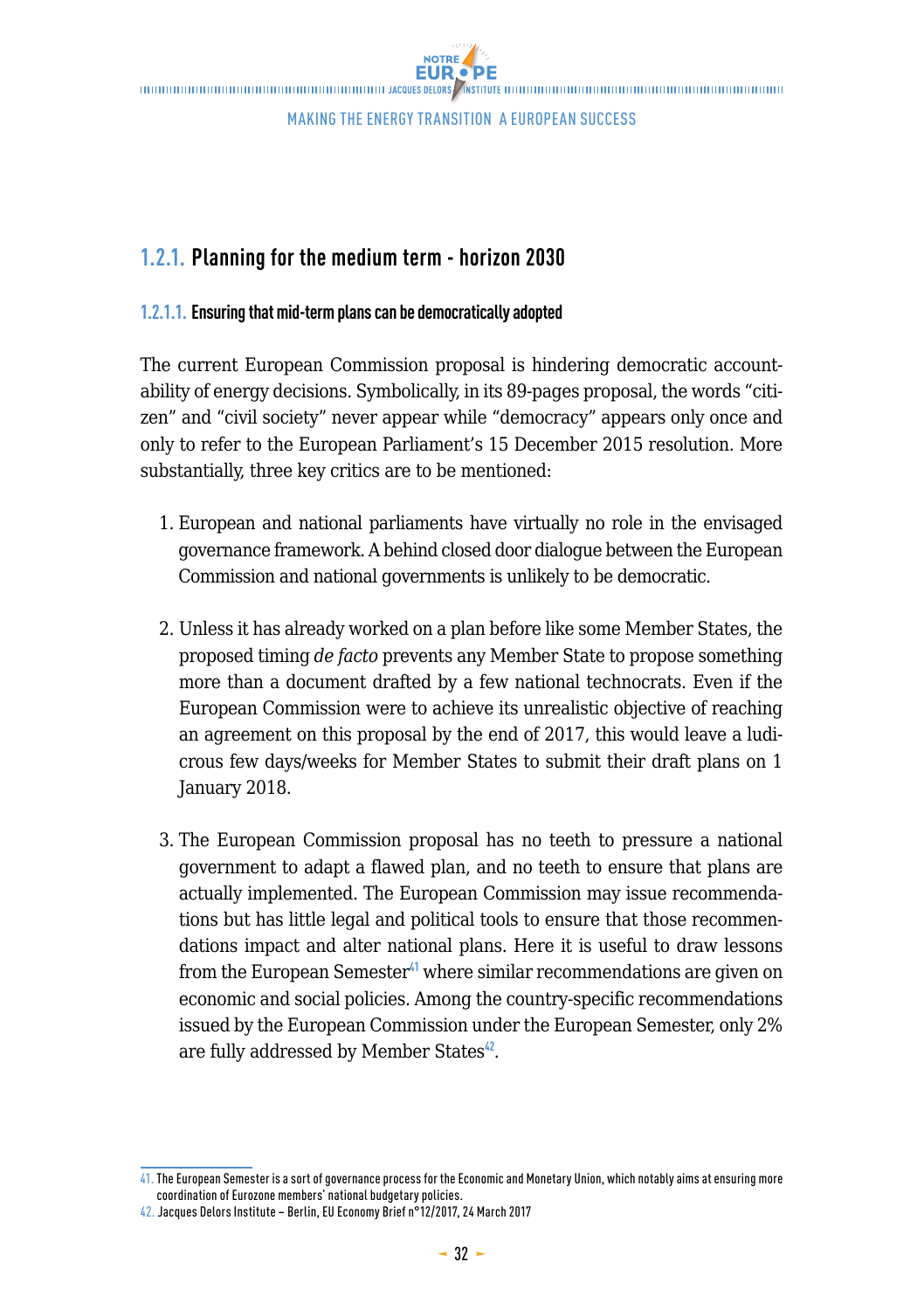## 1.2.1. Planning for the medium term - horizon 2030

### 1.2.1.1. Ensuring that mid-term plans can be democratically adopted

The current European Commission proposal is hindering democratic accountability of energy decisions. Symbolically, in its 89-pages proposal, the words "citizen" and "civil society" never appear while "democracy" appears only once and only to refer to the European Parliament's 15 December 2015 resolution. More substantially, three key critics are to be mentioned:

1. European and national parliaments have virtually no role in the envisaged governance framework. A behind closed door dialogue between the European Commission and national governments is unlikely to be democratic.

2. Unless it has already worked on a plan before like some Member States, the proposed timing *de facto* prevents any Member State to propose something more than a document drafted by a few national technocrats. Even if the European Commission were to achieve its unrealistic objective of reaching an agreement on this proposal by the end of 2017, this would leave a ludicrous few days/weeks for Member States to submit their draft plans on 1 January 2018.

3. The European Commission proposal has no teeth to pressure a national government to adapt a flawed plan, and no teeth to ensure that plans are actually implemented. The European Commission may issue recommendations but has little legal and political tools to ensure that those recommendations impact and alter national plans. Here it is useful to draw lessons from the European Semester[41] where similar recommendations are given on economic and social policies. Among the country-specific recommendations issued by the European Commission under the European Semester, only 2% are fully addressed by Member States[42].

---

41. The European Semester is a sort of governance process for the Economic and Monetary Union, which notably aims at ensuring more coordination of Eurozone members' national budgetary policies.

42. Jacques Delors Institute – Berlin, EU Economy Brief n°12/2017, 24 March 2017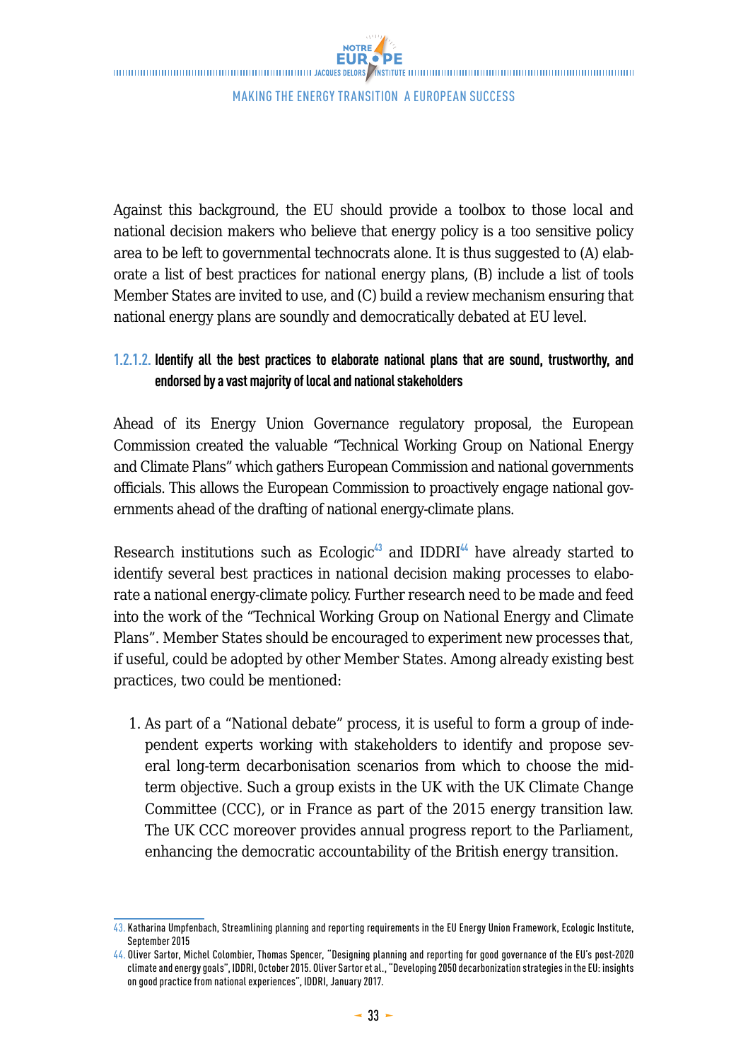Against this background, the EU should provide a toolbox to those local and national decision makers who believe that energy policy is a too sensitive policy area to be left to governmental technocrats alone. It is thus suggested to (A) elaborate a list of best practices for national energy plans, (B) include a list of tools Member States are invited to use, and (C) build a review mechanism ensuring that national energy plans are soundly and democratically debated at EU level.

#### 1.2.1.2. Identify all the best practices to elaborate national plans that are sound, trustworthy, and endorsed by a vast majority of local and national stakeholders

Ahead of its Energy Union Governance regulatory proposal, the European Commission created the valuable "Technical Working Group on National Energy and Climate Plans" which gathers European Commission and national governments officials. This allows the European Commission to proactively engage national governments ahead of the drafting of national energy-climate plans.

Research institutions such as Ecologic[43] and IDDRI[44] have already started to identify several best practices in national decision making processes to elaborate a national energy-climate policy. Further research need to be made and feed into the work of the "Technical Working Group on National Energy and Climate Plans". Member States should be encouraged to experiment new processes that, if useful, could be adopted by other Member States. Among already existing best practices, two could be mentioned:

1. As part of a "National debate" process, it is useful to form a group of independent experts working with stakeholders to identify and propose several long-term decarbonisation scenarios from which to choose the mid-term objective. Such a group exists in the UK with the UK Climate Change Committee (CCC), or in France as part of the 2015 energy transition law. The UK CCC moreover provides annual progress report to the Parliament, enhancing the democratic accountability of the British energy transition.

---

43. Katharina Umpfenbach, Streamlining planning and reporting requirements in the EU Energy Union Framework, Ecologic Institute, September 2015

44. Oliver Sartor, Michel Colombier, Thomas Spencer, "Designing planning and reporting for good governance of the EU's post-2020 climate and energy goals", IDDRI, October 2015. Oliver Sartor et al., "Developing 2050 decarbonization strategies in the EU: insights on good practice from national experiences", IDDRI, January 2017.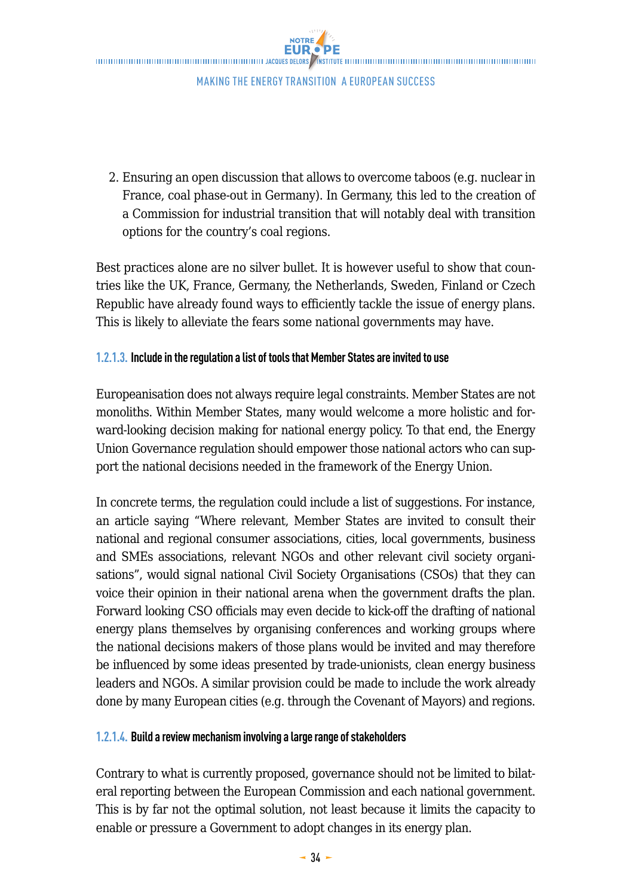2. Ensuring an open discussion that allows to overcome taboos (e.g. nuclear in France, coal phase-out in Germany). In Germany, this led to the creation of a Commission for industrial transition that will notably deal with transition options for the country's coal regions.

Best practices alone are no silver bullet. It is however useful to show that countries like the UK, France, Germany, the Netherlands, Sweden, Finland or Czech Republic have already found ways to efficiently tackle the issue of energy plans. This is likely to alleviate the fears some national governments may have.

#### 1.2.1.3. Include in the regulation a list of tools that Member States are invited to use

Europeanisation does not always require legal constraints. Member States are not monoliths. Within Member States, many would welcome a more holistic and forward-looking decision making for national energy policy. To that end, the Energy Union Governance regulation should empower those national actors who can support the national decisions needed in the framework of the Energy Union.

In concrete terms, the regulation could include a list of suggestions. For instance, an article saying "Where relevant, Member States are invited to consult their national and regional consumer associations, cities, local governments, business and SMEs associations, relevant NGOs and other relevant civil society organisations", would signal national Civil Society Organisations (CSOs) that they can voice their opinion in their national arena when the government drafts the plan. Forward looking CSO officials may even decide to kick-off the drafting of national energy plans themselves by organising conferences and working groups where the national decisions makers of those plans would be invited and may therefore be influenced by some ideas presented by trade-unionists, clean energy business leaders and NGOs. A similar provision could be made to include the work already done by many European cities (e.g. through the Covenant of Mayors) and regions.

#### 1.2.1.4. Build a review mechanism involving a large range of stakeholders

Contrary to what is currently proposed, governance should not be limited to bilateral reporting between the European Commission and each national government. This is by far not the optimal solution, not least because it limits the capacity to enable or pressure a Government to adopt changes in its energy plan.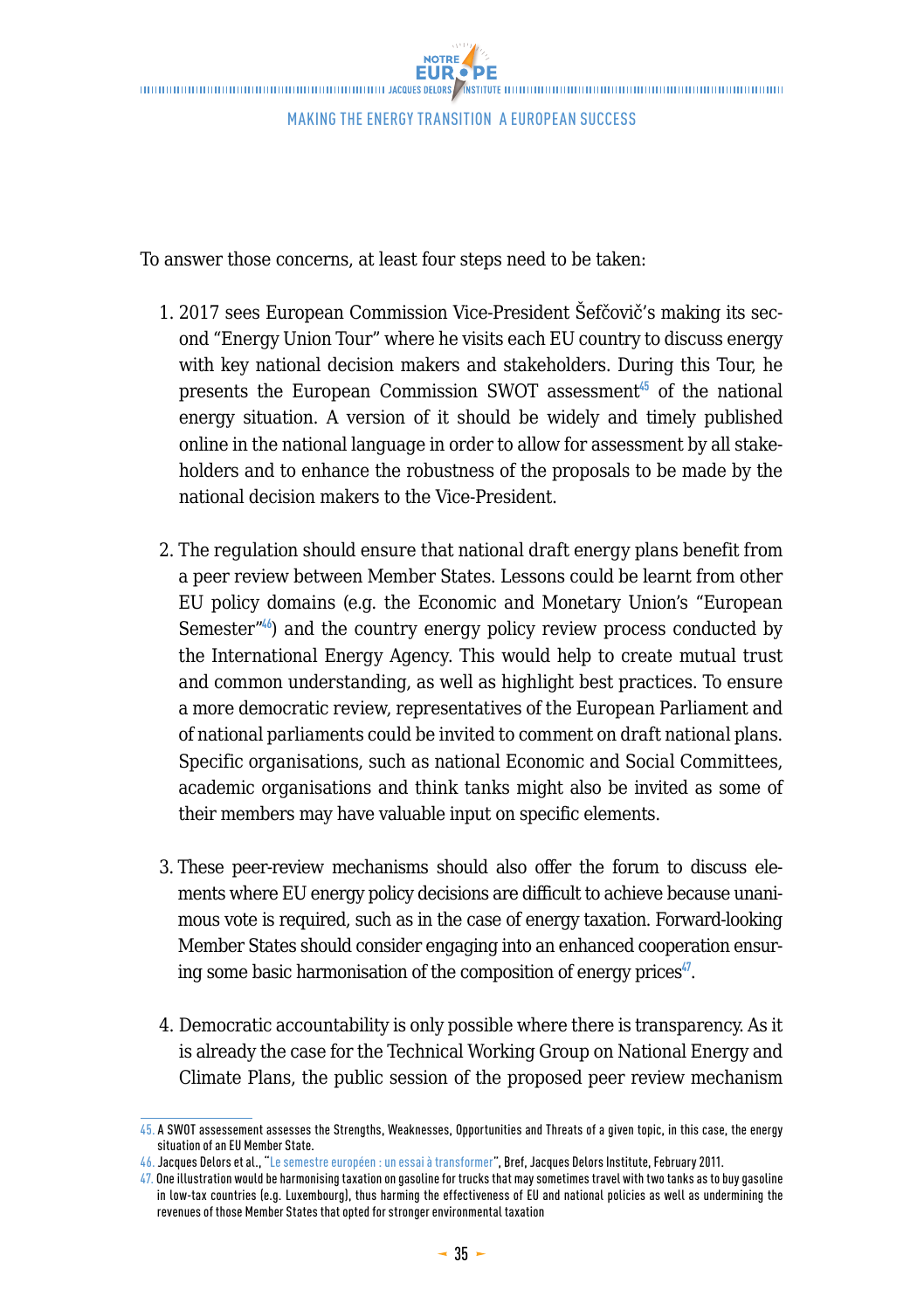To answer those concerns, at least four steps need to be taken:

1. 2017 sees European Commission Vice-President Šefčovič's making its second "Energy Union Tour" where he visits each EU country to discuss energy with key national decision makers and stakeholders. During this Tour, he presents the European Commission SWOT assessment[45] of the national energy situation. A version of it should be widely and timely published online in the national language in order to allow for assessment by all stakeholders and to enhance the robustness of the proposals to be made by the national decision makers to the Vice-President.

2. The regulation should ensure that national draft energy plans benefit from a peer review between Member States. Lessons could be learnt from other EU policy domains (e.g. the Economic and Monetary Union's "European Semester"[46]) and the country energy policy review process conducted by the International Energy Agency. This would help to create mutual trust and common understanding, as well as highlight best practices. To ensure a more democratic review, representatives of the European Parliament and of national parliaments could be invited to comment on draft national plans. Specific organisations, such as national Economic and Social Committees, academic organisations and think tanks might also be invited as some of their members may have valuable input on specific elements.

3. These peer-review mechanisms should also offer the forum to discuss elements where EU energy policy decisions are difficult to achieve because unanimous vote is required, such as in the case of energy taxation. Forward-looking Member States should consider engaging into an enhanced cooperation ensuring some basic harmonisation of the composition of energy prices[47].

4. Democratic accountability is only possible where there is transparency. As it is already the case for the Technical Working Group on National Energy and Climate Plans, the public session of the proposed peer review mechanism

---

45. A SWOT assessement assesses the Strengths, Weaknesses, Opportunities and Threats of a given topic, in this case, the energy situation of an EU Member State.

46. Jacques Delors et al., "Le semestre européen : un essai à transformer", Bref, Jacques Delors Institute, February 2011.

47. One illustration would be harmonising taxation on gasoline for trucks that may sometimes travel with two tanks as to buy gasoline in low-tax countries (e.g. Luxembourg), thus harming the effectiveness of EU and national policies as well as undermining the revenues of those Member States that opted for stronger environmental taxation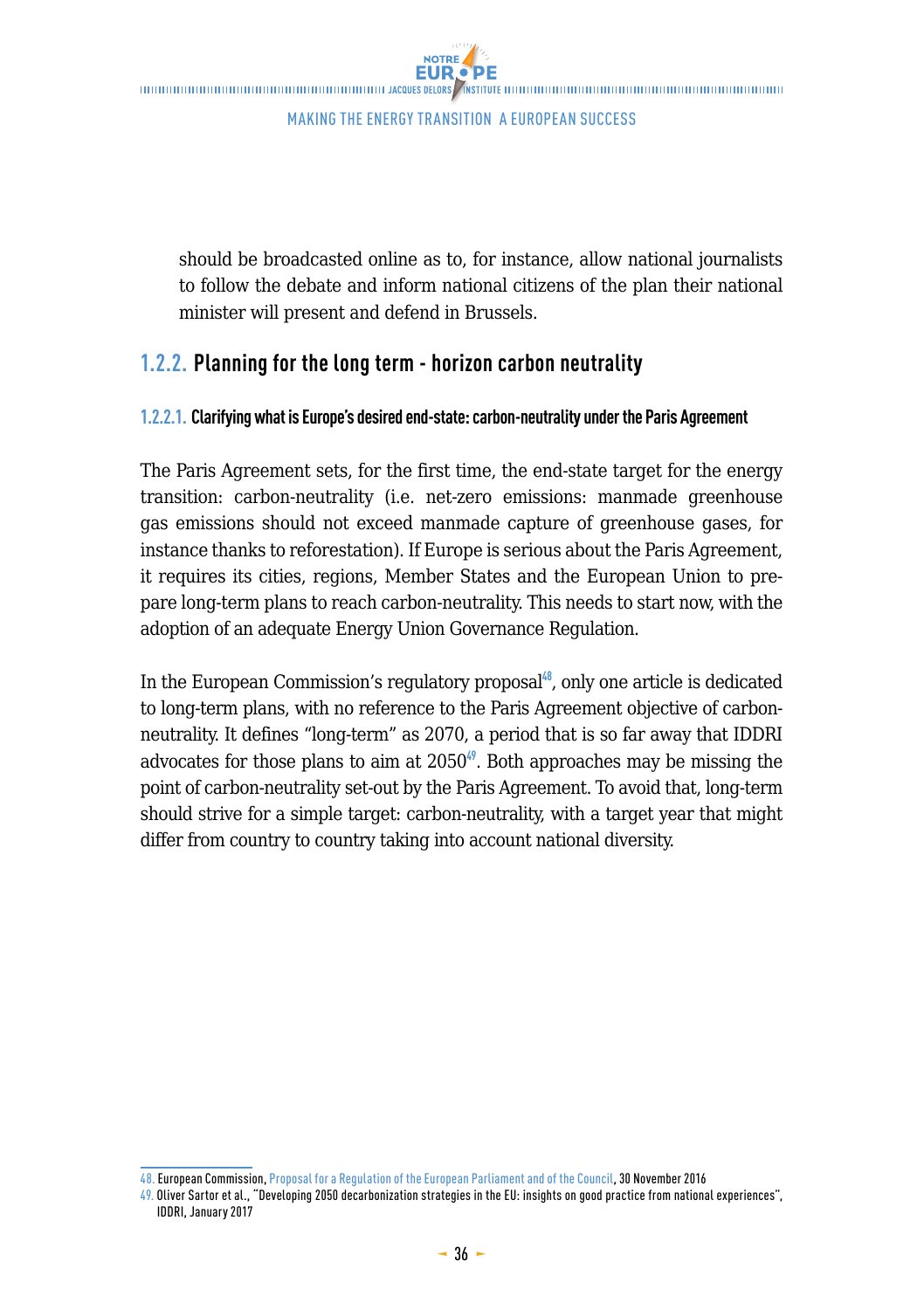should be broadcasted online as to, for instance, allow national journalists to follow the debate and inform national citizens of the plan their national minister will present and defend in Brussels.

### 1.2.2. Planning for the long term - horizon carbon neutrality

#### 1.2.2.1. Clarifying what is Europe's desired end-state: carbon-neutrality under the Paris Agreement

The Paris Agreement sets, for the first time, the end-state target for the energy transition: carbon-neutrality (i.e. net-zero emissions: manmade greenhouse gas emissions should not exceed manmade capture of greenhouse gases, for instance thanks to reforestation). If Europe is serious about the Paris Agreement, it requires its cities, regions, Member States and the European Union to prepare long-term plans to reach carbon-neutrality. This needs to start now, with the adoption of an adequate Energy Union Governance Regulation.

In the European Commission's regulatory proposal[48], only one article is dedicated to long-term plans, with no reference to the Paris Agreement objective of carbon-neutrality. It defines "long-term" as 2070, a period that is so far away that IDDRI advocates for those plans to aim at 2050[49]. Both approaches may be missing the point of carbon-neutrality set-out by the Paris Agreement. To avoid that, long-term should strive for a simple target: carbon-neutrality, with a target year that might differ from country to country taking into account national diversity.

---

48. European Commission, Proposal for a Regulation of the European Parliament and of the Council, 30 November 2016

49. Oliver Sartor et al., "Developing 2050 decarbonization strategies in the EU: insights on good practice from national experiences", IDDRI, January 2017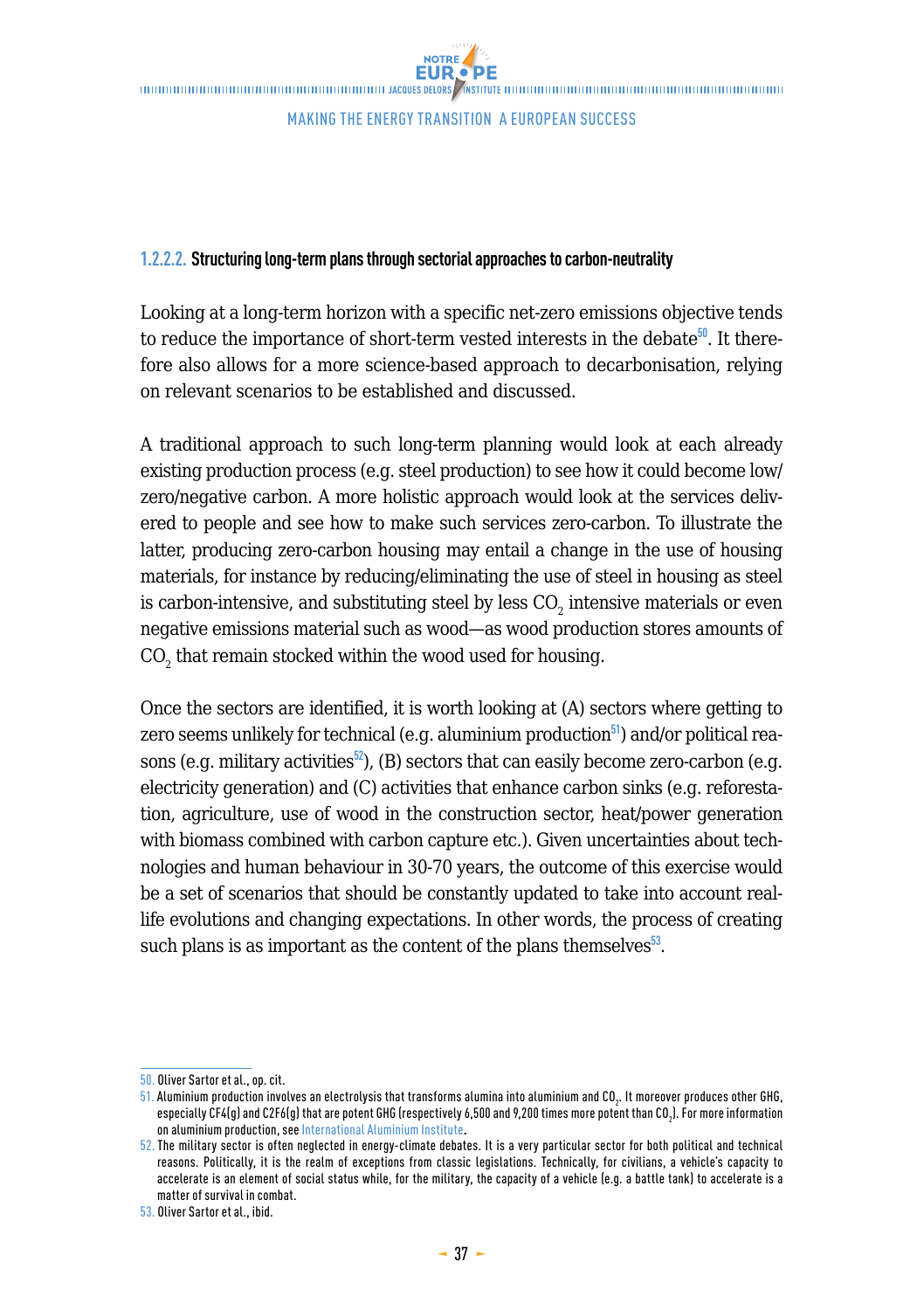#### 1.2.2.2. Structuring long-term plans through sectorial approaches to carbon-neutrality

Looking at a long-term horizon with a specific net-zero emissions objective tends to reduce the importance of short-term vested interests in the debate[50]. It therefore also allows for a more science-based approach to decarbonisation, relying on relevant scenarios to be established and discussed.

A traditional approach to such long-term planning would look at each already existing production process (e.g. steel production) to see how it could become low/zero/negative carbon. A more holistic approach would look at the services delivered to people and see how to make such services zero-carbon. To illustrate the latter, producing zero-carbon housing may entail a change in the use of housing materials, for instance by reducing/eliminating the use of steel in housing as steel is carbon-intensive, and substituting steel by less $CO_2$ intensive materials or even negative emissions material such as wood—as wood production stores amounts of $CO_2$ that remain stocked within the wood used for housing.

Once the sectors are identified, it is worth looking at (A) sectors where getting to zero seems unlikely for technical (e.g. aluminium production[51]) and/or political reasons (e.g. military activities[52]), (B) sectors that can easily become zero-carbon (e.g. electricity generation) and (C) activities that enhance carbon sinks (e.g. reforestation, agriculture, use of wood in the construction sector, heat/power generation with biomass combined with carbon capture etc.). Given uncertainties about technologies and human behaviour in 30-70 years, the outcome of this exercise would be a set of scenarios that should be constantly updated to take into account real-life evolutions and changing expectations. In other words, the process of creating such plans is as important as the content of the plans themselves[53].

---

50. Oliver Sartor et al., op. cit.

51. Aluminium production involves an electrolysis that transforms alumina into aluminium and $CO_2$. It moreover produces other GHG, especially CF4(g) and C2F6(g) that are potent GHG (respectively 6,500 and 9,200 times more potent than $CO_2$). For more information on aluminium production, see International Aluminium Institute.

52. The military sector is often neglected in energy-climate debates. It is a very particular sector for both political and technical reasons. Politically, it is the realm of exceptions from classic legislations. Technically, for civilians, a vehicle's capacity to accelerate is an element of social status while, for the military, the capacity of a vehicle (e.g. a battle tank) to accelerate is a matter of survival in combat.

53. Oliver Sartor et al., ibid.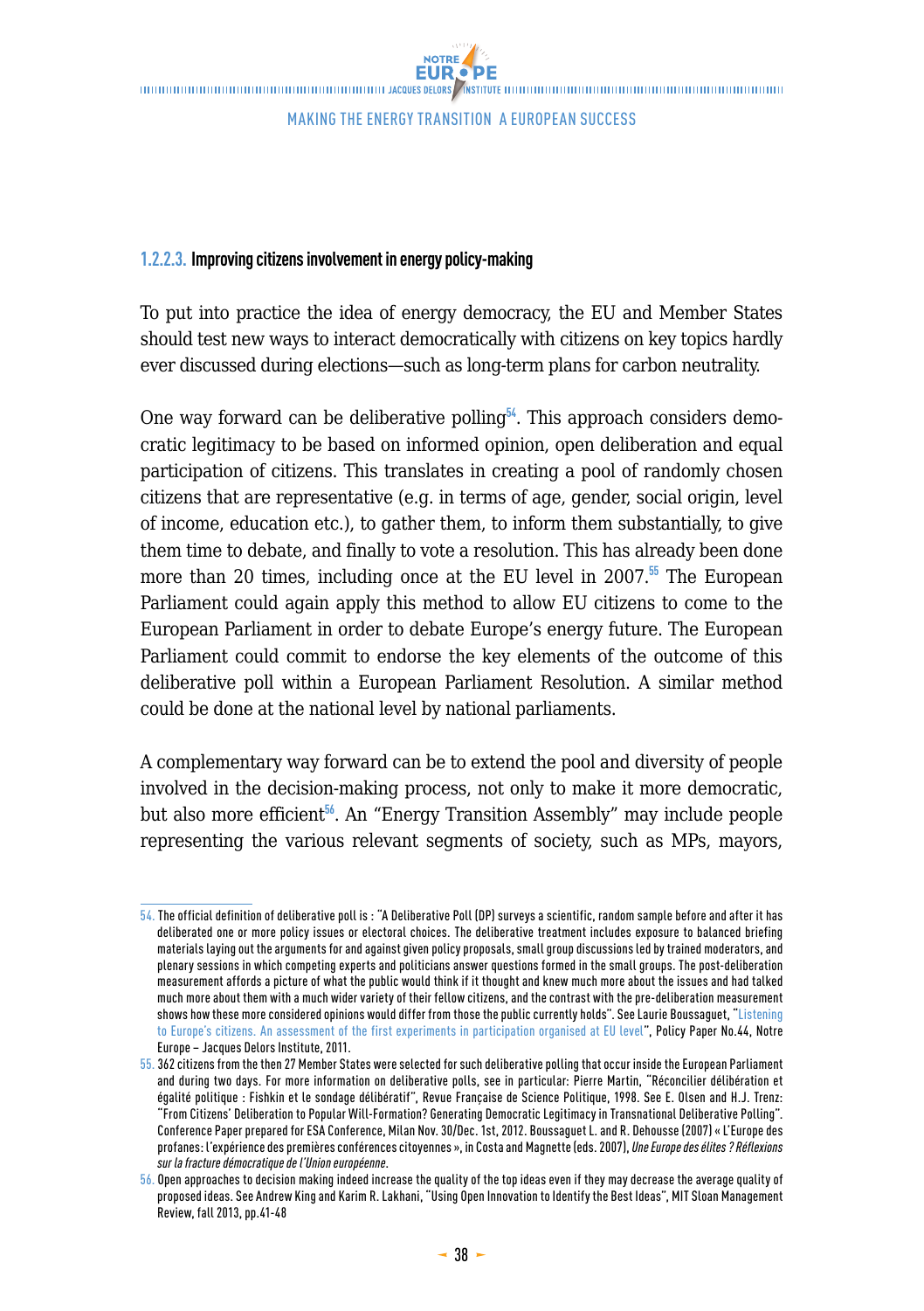### 1.2.2.3. Improving citizens involvement in energy policy-making

To put into practice the idea of energy democracy, the EU and Member States should test new ways to interact democratically with citizens on key topics hardly ever discussed during elections—such as long-term plans for carbon neutrality.

One way forward can be deliberative polling[54]. This approach considers democratic legitimacy to be based on informed opinion, open deliberation and equal participation of citizens. This translates in creating a pool of randomly chosen citizens that are representative (e.g. in terms of age, gender, social origin, level of income, education etc.), to gather them, to inform them substantially, to give them time to debate, and finally to vote a resolution. This has already been done more than 20 times, including once at the EU level in 2007.[55] The European Parliament could again apply this method to allow EU citizens to come to the European Parliament in order to debate Europe's energy future. The European Parliament could commit to endorse the key elements of the outcome of this deliberative poll within a European Parliament Resolution. A similar method could be done at the national level by national parliaments.

A complementary way forward can be to extend the pool and diversity of people involved in the decision-making process, not only to make it more democratic, but also more efficient[56]. An "Energy Transition Assembly" may include people representing the various relevant segments of society, such as MPs, mayors,

---

54. The official definition of deliberative poll is : "A Deliberative Poll (DP) surveys a scientific, random sample before and after it has deliberated one or more policy issues or electoral choices. The deliberative treatment includes exposure to balanced briefing materials laying out the arguments for and against given policy proposals, small group discussions led by trained moderators, and plenary sessions in which competing experts and politicians answer questions formed in the small groups. The post-deliberation measurement affords a picture of what the public would think if it thought and knew much more about the issues and had talked much more about them with a much wider variety of their fellow citizens, and the contrast with the pre-deliberation measurement shows how these more considered opinions would differ from those the public currently holds". See Laurie Boussaguet, "Listening to Europe's citizens. An assessment of the first experiments in participation organised at EU level", Policy Paper No.44, Notre Europe – Jacques Delors Institute, 2011.

55. 362 citizens from the then 27 Member States were selected for such deliberative polling that occur inside the European Parliament and during two days. For more information on deliberative polls, see in particular: Pierre Martin, "Réconcilier délibération et égalité politique : Fishkin et le sondage délibératif", Revue Française de Science Politique, 1998. See E. Olsen and H.J. Trenz: "From Citizens' Deliberation to Popular Will-Formation? Generating Democratic Legitimacy in Transnational Deliberative Polling". Conference Paper prepared for ESA Conference, Milan Nov. 30/Dec. 1st, 2012. Boussaguet L. and R. Dehousse (2007) « L'Europe des profanes: l'expérience des premières conférences citoyennes », in Costa and Magnette (eds. 2007), *Une Europe des élites ? Réflexions sur la fracture démocratique de l'Union européenne*.

56. Open approaches to decision making indeed increase the quality of the top ideas even if they may decrease the average quality of proposed ideas. See Andrew King and Karim R. Lakhani, "Using Open Innovation to Identify the Best Ideas", MIT Sloan Management Review, fall 2013, pp.41-48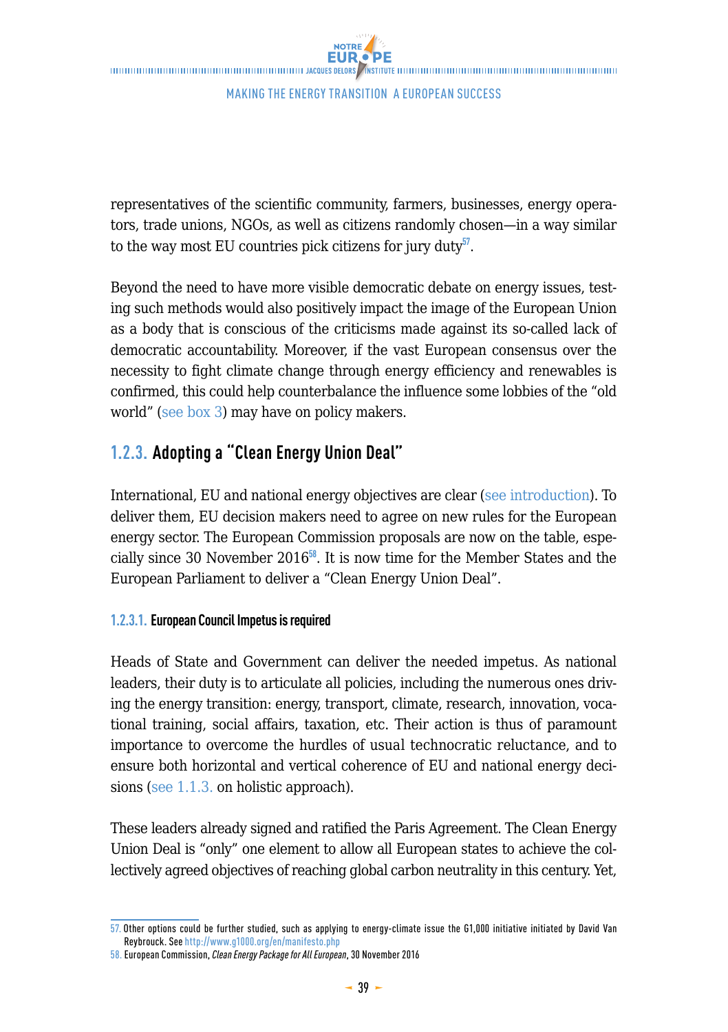representatives of the scientific community, farmers, businesses, energy operators, trade unions, NGOs, as well as citizens randomly chosen—in a way similar to the way most EU countries pick citizens for jury duty[57].

Beyond the need to have more visible democratic debate on energy issues, testing such methods would also positively impact the image of the European Union as a body that is conscious of the criticisms made against its so-called lack of democratic accountability. Moreover, if the vast European consensus over the necessity to fight climate change through energy efficiency and renewables is confirmed, this could help counterbalance the influence some lobbies of the "old world" (see box 3) may have on policy makers.

### 1.2.3. Adopting a "Clean Energy Union Deal"

International, EU and national energy objectives are clear (see introduction). To deliver them, EU decision makers need to agree on new rules for the European energy sector. The European Commission proposals are now on the table, especially since 30 November 2016[58]. It is now time for the Member States and the European Parliament to deliver a "Clean Energy Union Deal".

#### 1.2.3.1. European Council Impetus is required

Heads of State and Government can deliver the needed impetus. As national leaders, their duty is to articulate all policies, including the numerous ones driving the energy transition: energy, transport, climate, research, innovation, vocational training, social affairs, taxation, etc. Their action is thus of paramount importance to overcome the hurdles of usual technocratic reluctance, and to ensure both horizontal and vertical coherence of EU and national energy decisions (see 1.1.3. on holistic approach).

These leaders already signed and ratified the Paris Agreement. The Clean Energy Union Deal is "only" one element to allow all European states to achieve the collectively agreed objectives of reaching global carbon neutrality in this century. Yet,

---

57. Other options could be further studied, such as applying to energy-climate issue the G1,000 initiative initiated by David Van Reybrouck. See http://www.g1000.org/en/manifesto.php

58. European Commission, *Clean Energy Package for All European*, 30 November 2016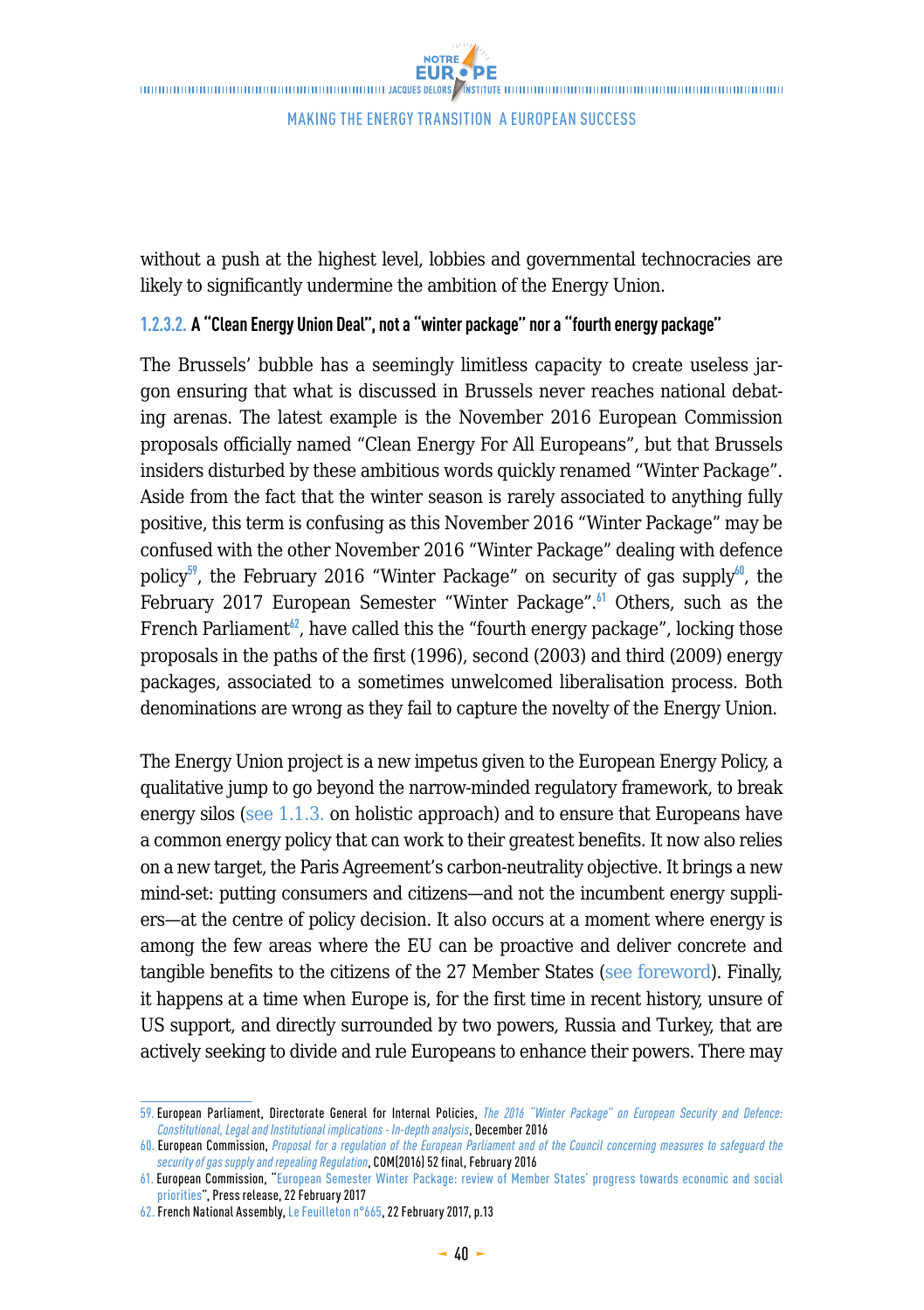without a push at the highest level, lobbies and governmental technocracies are likely to significantly undermine the ambition of the Energy Union.

#### 1.2.3.2. A "Clean Energy Union Deal", not a "winter package" nor a "fourth energy package"

The Brussels' bubble has a seemingly limitless capacity to create useless jargon ensuring that what is discussed in Brussels never reaches national debating arenas. The latest example is the November 2016 European Commission proposals officially named "Clean Energy For All Europeans", but that Brussels insiders disturbed by these ambitious words quickly renamed "Winter Package". Aside from the fact that the winter season is rarely associated to anything fully positive, this term is confusing as this November 2016 "Winter Package" may be confused with the other November 2016 "Winter Package" dealing with defence policy[59], the February 2016 "Winter Package" on security of gas supply[60], the February 2017 European Semester "Winter Package".[61] Others, such as the French Parliament[62], have called this the "fourth energy package", locking those proposals in the paths of the first (1996), second (2003) and third (2009) energy packages, associated to a sometimes unwelcomed liberalisation process. Both denominations are wrong as they fail to capture the novelty of the Energy Union.

The Energy Union project is a new impetus given to the European Energy Policy, a qualitative jump to go beyond the narrow-minded regulatory framework, to break energy silos (see 1.1.3. on holistic approach) and to ensure that Europeans have a common energy policy that can work to their greatest benefits. It now also relies on a new target, the Paris Agreement's carbon-neutrality objective. It brings a new mind-set: putting consumers and citizens—and not the incumbent energy suppliers—at the centre of policy decision. It also occurs at a moment where energy is among the few areas where the EU can be proactive and deliver concrete and tangible benefits to the citizens of the 27 Member States (see foreword). Finally, it happens at a time when Europe is, for the first time in recent history, unsure of US support, and directly surrounded by two powers, Russia and Turkey, that are actively seeking to divide and rule Europeans to enhance their powers. There may

---

59. European Parliament, Directorate General for Internal Policies, *The 2016 "Winter Package" on European Security and Defence: Constitutional, Legal and Institutional implications - In-depth analysis*, December 2016
60. European Commission, *Proposal for a regulation of the European Parliament and of the Council concerning measures to safeguard the security of gas supply and repealing Regulation*, COM(2016) 52 final, February 2016
61. European Commission, "European Semester Winter Package: review of Member States' progress towards economic and social priorities", Press release, 22 February 2017
62. French National Assembly, Le Feuilleton n°665, 22 February 2017, p.13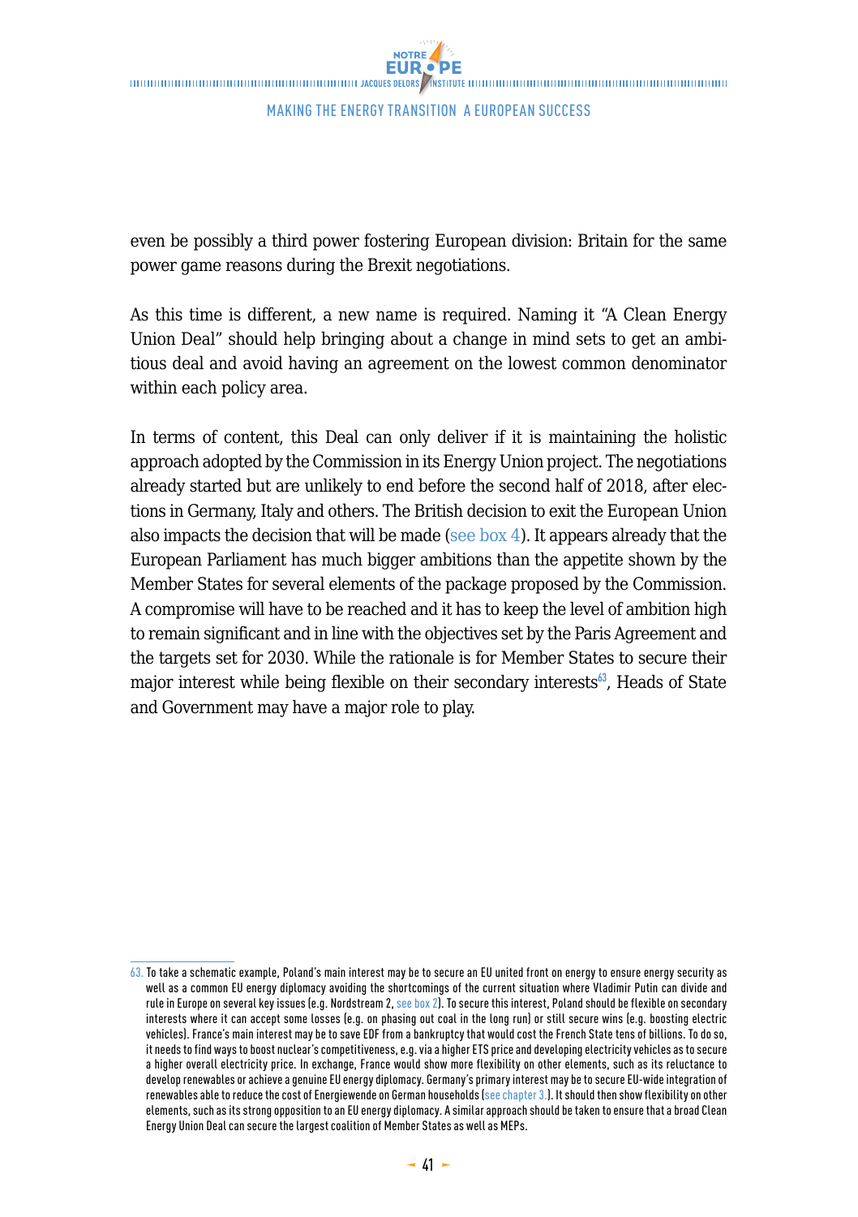even be possibly a third power fostering European division: Britain for the same power game reasons during the Brexit negotiations.

As this time is different, a new name is required. Naming it "A Clean Energy Union Deal" should help bringing about a change in mind sets to get an ambitious deal and avoid having an agreement on the lowest common denominator within each policy area.

In terms of content, this Deal can only deliver if it is maintaining the holistic approach adopted by the Commission in its Energy Union project. The negotiations already started but are unlikely to end before the second half of 2018, after elections in Germany, Italy and others. The British decision to exit the European Union also impacts the decision that will be made (see box 4). It appears already that the European Parliament has much bigger ambitions than the appetite shown by the Member States for several elements of the package proposed by the Commission. A compromise will have to be reached and it has to keep the level of ambition high to remain significant and in line with the objectives set by the Paris Agreement and the targets set for 2030. While the rationale is for Member States to secure their major interest while being flexible on their secondary interests[63], Heads of State and Government may have a major role to play.

---

63. To take a schematic example, Poland's main interest may be to secure an EU united front on energy to ensure energy security as well as a common EU energy diplomacy avoiding the shortcomings of the current situation where Vladimir Putin can divide and rule in Europe on several key issues (e.g. Nordstream 2, see box 2). To secure this interest, Poland should be flexible on secondary interests where it can accept some losses (e.g. on phasing out coal in the long run) or still secure wins (e.g. boosting electric vehicles). France's main interest may be to save EDF from a bankruptcy that would cost the French State tens of billions. To do so, it needs to find ways to boost nuclear's competitiveness, e.g. via a higher ETS price and developing electricity vehicles as to secure a higher overall electricity price. In exchange, France would show more flexibility on other elements, such as its reluctance to develop renewables or achieve a genuine EU energy diplomacy. Germany's primary interest may be to secure EU-wide integration of renewables able to reduce the cost of Energiewende on German households (see chapter 3.). It should then show flexibility on other elements, such as its strong opposition to an EU energy diplomacy. A similar approach should be taken to ensure that a broad Clean Energy Union Deal can secure the largest coalition of Member States as well as MEPs.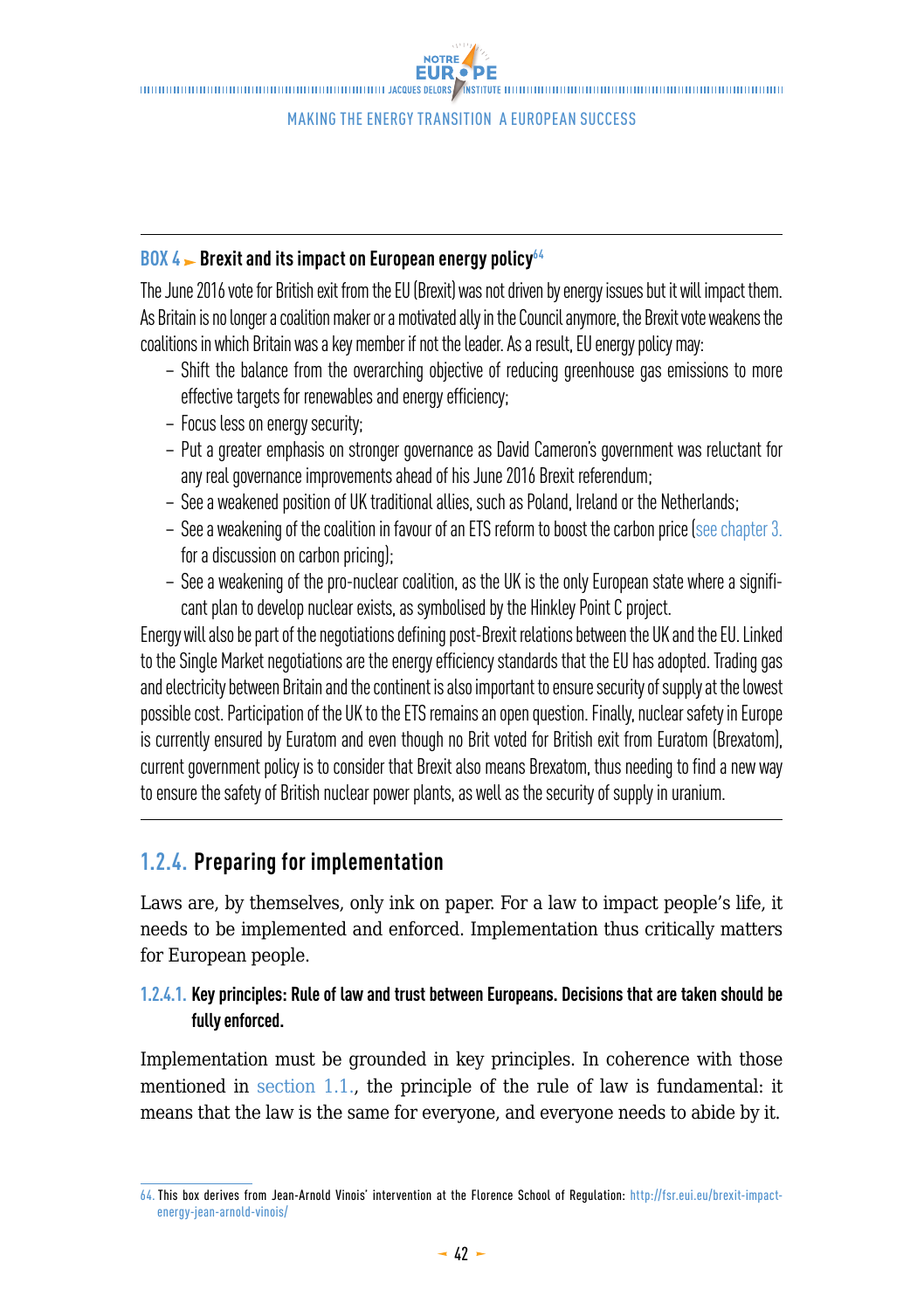**BOX 4 ► Brexit and its impact on European energy policy[64]**

The June 2016 vote for British exit from the EU (Brexit) was not driven by energy issues but it will impact them. As Britain is no longer a coalition maker or a motivated ally in the Council anymore, the Brexit vote weakens the coalitions in which Britain was a key member if not the leader. As a result, EU energy policy may:

- Shift the balance from the overarching objective of reducing greenhouse gas emissions to more effective targets for renewables and energy efficiency;
- Focus less on energy security;
- Put a greater emphasis on stronger governance as David Cameron's government was reluctant for any real governance improvements ahead of his June 2016 Brexit referendum;
- See a weakened position of UK traditional allies, such as Poland, Ireland or the Netherlands;
- See a weakening of the coalition in favour of an ETS reform to boost the carbon price (see chapter 3. for a discussion on carbon pricing);
- See a weakening of the pro-nuclear coalition, as the UK is the only European state where a significant plan to develop nuclear exists, as symbolised by the Hinkley Point C project.

Energy will also be part of the negotiations defining post-Brexit relations between the UK and the EU. Linked to the Single Market negotiations are the energy efficiency standards that the EU has adopted. Trading gas and electricity between Britain and the continent is also important to ensure security of supply at the lowest possible cost. Participation of the UK to the ETS remains an open question. Finally, nuclear safety in Europe is currently ensured by Euratom and even though no Brit voted for British exit from Euratom (Brexatom), current government policy is to consider that Brexit also means Brexatom, thus needing to find a new way to ensure the safety of British nuclear power plants, as well as the security of supply in uranium.

### 1.2.4. Preparing for implementation

Laws are, by themselves, only ink on paper. For a law to impact people's life, it needs to be implemented and enforced. Implementation thus critically matters for European people.

#### 1.2.4.1. Key principles: Rule of law and trust between Europeans. Decisions that are taken should be fully enforced.

Implementation must be grounded in key principles. In coherence with those mentioned in section 1.1., the principle of the rule of law is fundamental: it means that the law is the same for everyone, and everyone needs to abide by it.

64. This box derives from Jean-Arnold Vinois' intervention at the Florence School of Regulation: http://fsr.eui.eu/brexit-impact-energy-jean-arnold-vinois/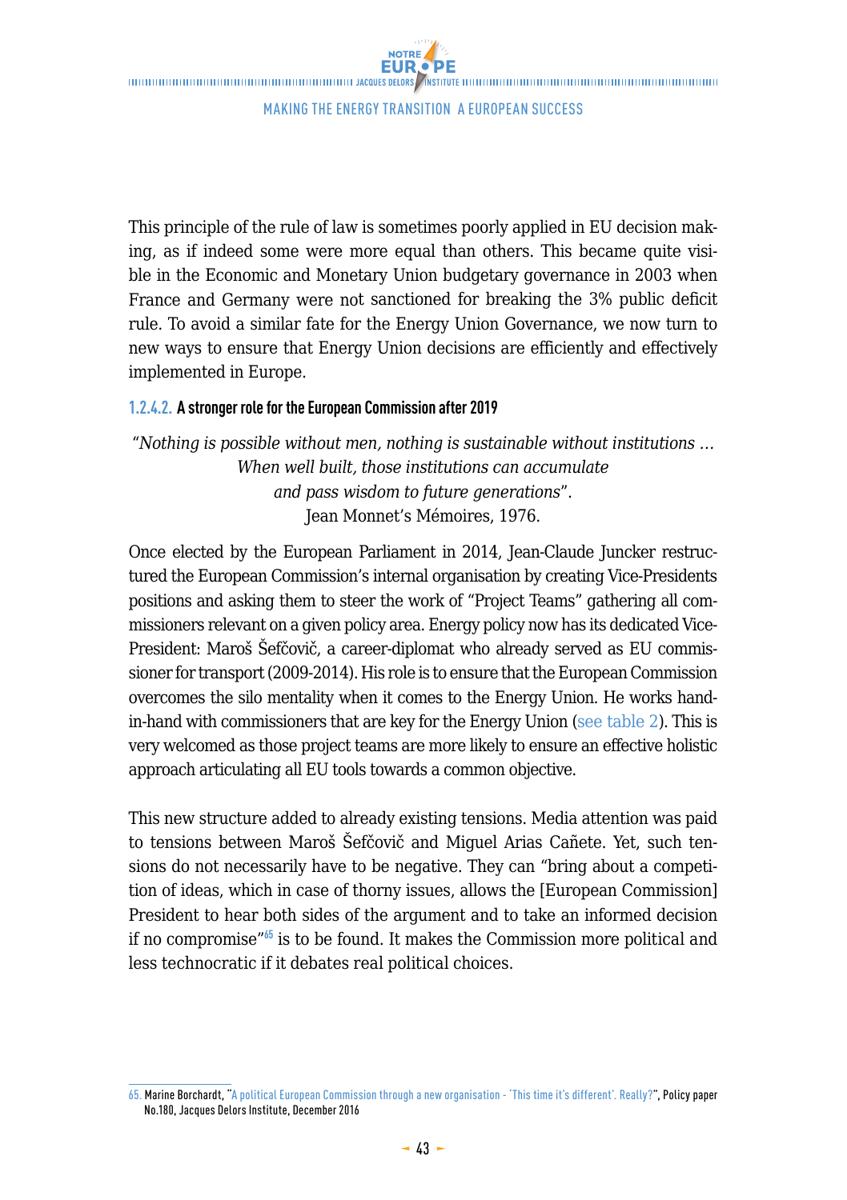This principle of the rule of law is sometimes poorly applied in EU decision making, as if indeed some were more equal than others. This became quite visible in the Economic and Monetary Union budgetary governance in 2003 when France and Germany were not sanctioned for breaking the 3% public deficit rule. To avoid a similar fate for the Energy Union Governance, we now turn to new ways to ensure that Energy Union decisions are efficiently and effectively implemented in Europe.

#### 1.2.4.2. A stronger role for the European Commission after 2019

> "*Nothing is possible without men, nothing is sustainable without institutions … When well built, those institutions can accumulate and pass wisdom to future generations*".
> Jean Monnet's Mémoires, 1976.

Once elected by the European Parliament in 2014, Jean-Claude Juncker restructured the European Commission's internal organisation by creating Vice-Presidents positions and asking them to steer the work of "Project Teams" gathering all commissioners relevant on a given policy area. Energy policy now has its dedicated Vice-President: Maroš Šefčovič, a career-diplomat who already served as EU commissioner for transport (2009-2014). His role is to ensure that the European Commission overcomes the silo mentality when it comes to the Energy Union. He works hand-in-hand with commissioners that are key for the Energy Union (see table 2). This is very welcomed as those project teams are more likely to ensure an effective holistic approach articulating all EU tools towards a common objective.

This new structure added to already existing tensions. Media attention was paid to tensions between Maroš Šefčovič and Miguel Arias Cañete. Yet, such tensions do not necessarily have to be negative. They can "bring about a competition of ideas, which in case of thorny issues, allows the [European Commission] President to hear both sides of the argument and to take an informed decision if no compromise"[65] is to be found. It makes the Commission more political and less technocratic if it debates real political choices.

65. Marine Borchardt, "A political European Commission through a new organisation - 'This time it's different'. Really?", Policy paper No.180, Jacques Delors Institute, December 2016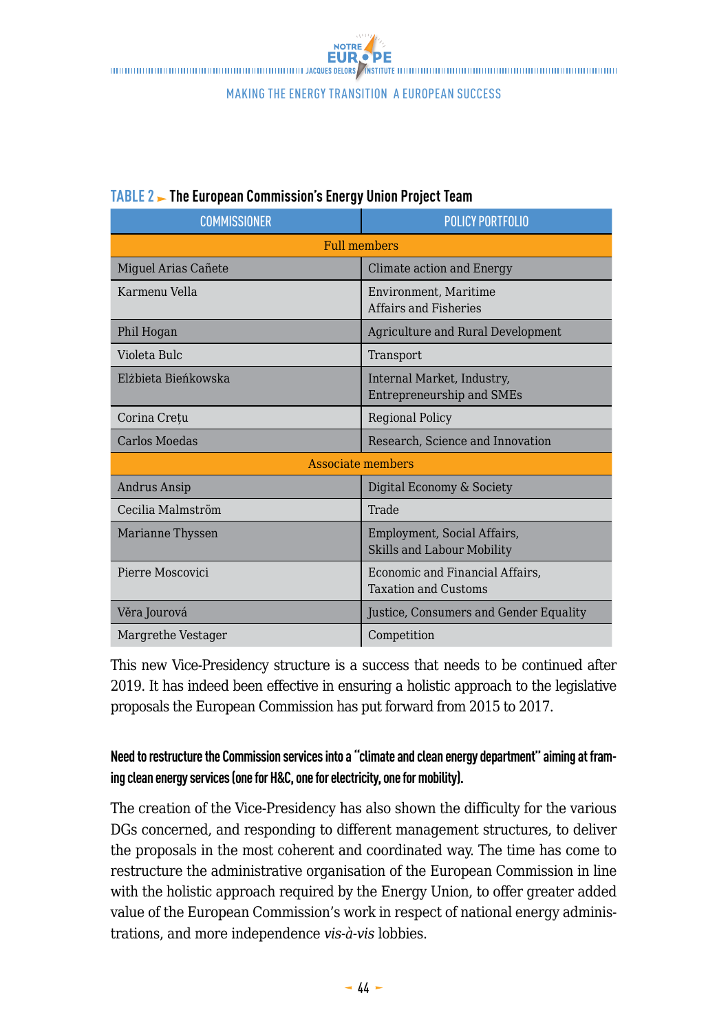**TABLE 2 ► The European Commission's Energy Union Project Team**

| COMMISSIONER | POLICY PORTFOLIO |
|---|---|
| Full members | |
| Miguel Arias Cañete | Climate action and Energy |
| Karmenu Vella | Environment, Maritime Affairs and Fisheries |
| Phil Hogan | Agriculture and Rural Development |
| Violeta Bulc | Transport |
| Elżbieta Bieńkowska | Internal Market, Industry, Entrepreneurship and SMEs |
| Corina Crețu | Regional Policy |
| Carlos Moedas | Research, Science and Innovation |
| Associate members | |
| Andrus Ansip | Digital Economy & Society |
| Cecilia Malmström | Trade |
| Marianne Thyssen | Employment, Social Affairs, Skills and Labour Mobility |
| Pierre Moscovici | Economic and Financial Affairs, Taxation and Customs |
| Věra Jourová | Justice, Consumers and Gender Equality |
| Margrethe Vestager | Competition |

This new Vice-Presidency structure is a success that needs to be continued after 2019. It has indeed been effective in ensuring a holistic approach to the legislative proposals the European Commission has put forward from 2015 to 2017.

**Need to restructure the Commission services into a "climate and clean energy department" aiming at framing clean energy services (one for H&C, one for electricity, one for mobility).**

The creation of the Vice-Presidency has also shown the difficulty for the various DGs concerned, and responding to different management structures, to deliver the proposals in the most coherent and coordinated way. The time has come to restructure the administrative organisation of the European Commission in line with the holistic approach required by the Energy Union, to offer greater added value of the European Commission's work in respect of national energy administrations, and more independence *vis-à-vis* lobbies.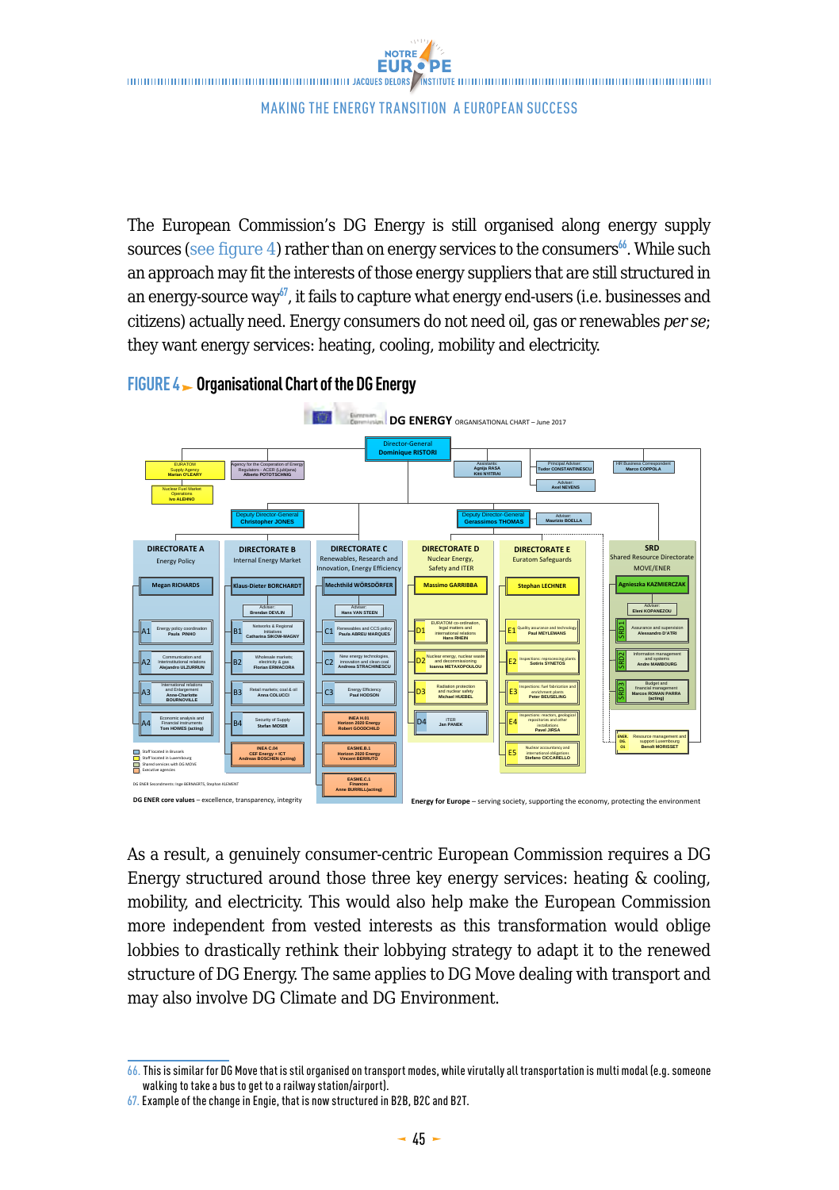The European Commission's DG Energy is still organised along energy supply sources (see figure 4) rather than on energy services to the consumers[66]. While such an approach may fit the interests of those energy suppliers that are still structured in an energy-source way[67], it fails to capture what energy end-users (i.e. businesses and citizens) actually need. Energy consumers do not need oil, gas or renewables *per se*; they want energy services: heating, cooling, mobility and electricity.

**FIGURE 4 ► Organisational Chart of the DG Energy**

DG ENERGY ORGANISATIONAL CHART – June 2017

Director-General: Dominique RISTORI

EURATOM Supply Agency: Marian O'LEARY
Nuclear Fuel Market Operations: Ivo ALEHNO
Agency for the Cooperation of Energy Regulators - ACER (Ljubljana): Alberto POTOTSCHNIG
Assistants: Agnija RASA, Kitti NYITRAI
Principal Adviser: Tudor CONSTANTINESCU
Adviser: Axel NEVENS
HR Business Correspondent: Marco COPPOLA

Deputy Director-General: Christopher JONES
Deputy Director-General: Gerassimos THOMAS
Adviser: Maurizio BOELLA

**DIRECTORATE A** – Energy Policy – Megan RICHARDS
- A1 Energy policy coordination – Paula PINHO
- A2 Communication and interinstitutional relations – Alejandro ULZURRUN
- A3 International relations and Enlargement – Anne-Charlotte BOURNOVILLE
- A4 Economic analysis and Financial instruments – Tom HOWES (acting)

**DIRECTORATE B** – Internal Energy Market – Klaus-Dieter BORCHARDT
- Adviser: Brendan DEVLIN
- B1 Networks & Regional initiatives – Catharina SIKOW-MAGNY
- B2 Wholesale markets; electricity & gas – Florian ERMACORA
- B3 Retail markets; coal & oil – Anna COLUCCI
- B4 Security of Supply – Stefan MOSER
- INEA C.04 CEF Energy + ICT – Andreas BOSCHEN (acting)

**DIRECTORATE C** – Renewables, Research and Innovation, Energy Efficiency – Mechthild WÖRSDÖRFER
- Adviser: Hans VAN STEEN
- C1 Renewables and CCS policy – Paula ABREU MARQUES
- C2 New energy technologies, innovation and clean coal – Andreas STRACHINESCU
- C3 Energy Efficiency – Paul HODSON
- INEA H.01 Horizon 2020 Energy – Robert GOODCHILD
- EASME.B.1 Horizon 2020 Energy – Vincent BERRUTO
- EASME.C.1 Finances – Anne BURRILL (acting)

**DIRECTORATE D** – Nuclear Energy, Safety and ITER – Massimo GARRIBBA
- D1 EURATOM co-ordination, legal matters and international relations – Hans RHEIN
- D2 Nuclear energy, nuclear waste and decommissioning – Ioanna METAXOPOULOU
- D3 Radiation protection and nuclear safety – Michael HUEBEL
- D4 ITER – Jan PANEK

**DIRECTORATE E** – Euratom Safeguards – Stephan LECHNER
- E1 Quality assurance and technology – Paul MEYLEMANS
- E2 Inspections: reprocessing plants – Sotiris SYNETOS
- E3 Inspections: fuel fabrication and enrichment plants – Peter BEUSELING
- E4 Inspections: reactors, geological repositories and other installations – Pavel JIRSA
- E5 Nuclear accountancy and international obligations – Stefano CICCARELLO

**SRD** – Shared Resource Directorate MOVE/ENER – Agnieszka KAZMIERCZAK
- Adviser: Eleni KOPANEZOU
- SRD1 Assurance and supervision – Alessandro D'ATRI
- SRD2 Information management and systems – Andre MAMBOURG
- SRD3 Budget and financial management – Marcos ROMAN PARRA (acting)
- ENER.DG.01 Resource management and support Luxembourg – Benoit MORISSET

Staff located in Brussels / Staff located in Luxembourg / Shared services with DG MOVE / Executive agencies

DG ENER Secondments: Inge BERNAERTS, Stephan KLEMENT

**DG ENER core values** – excellence, transparency, integrity

**Energy for Europe** – serving society, supporting the economy, protecting the environment

As a result, a genuinely consumer-centric European Commission requires a DG Energy structured around those three key energy services: heating & cooling, mobility, and electricity. This would also help make the European Commission more independent from vested interests as this transformation would oblige lobbies to drastically rethink their lobbying strategy to adapt it to the renewed structure of DG Energy. The same applies to DG Move dealing with transport and may also involve DG Climate and DG Environment.

---

66. This is similar for DG Move that is stil organised on transport modes, while virtually all transportation is multi modal (e.g. someone walking to take a bus to get to a railway station/airport).
67. Example of the change in Engie, that is now structured in B2B, B2C and B2T.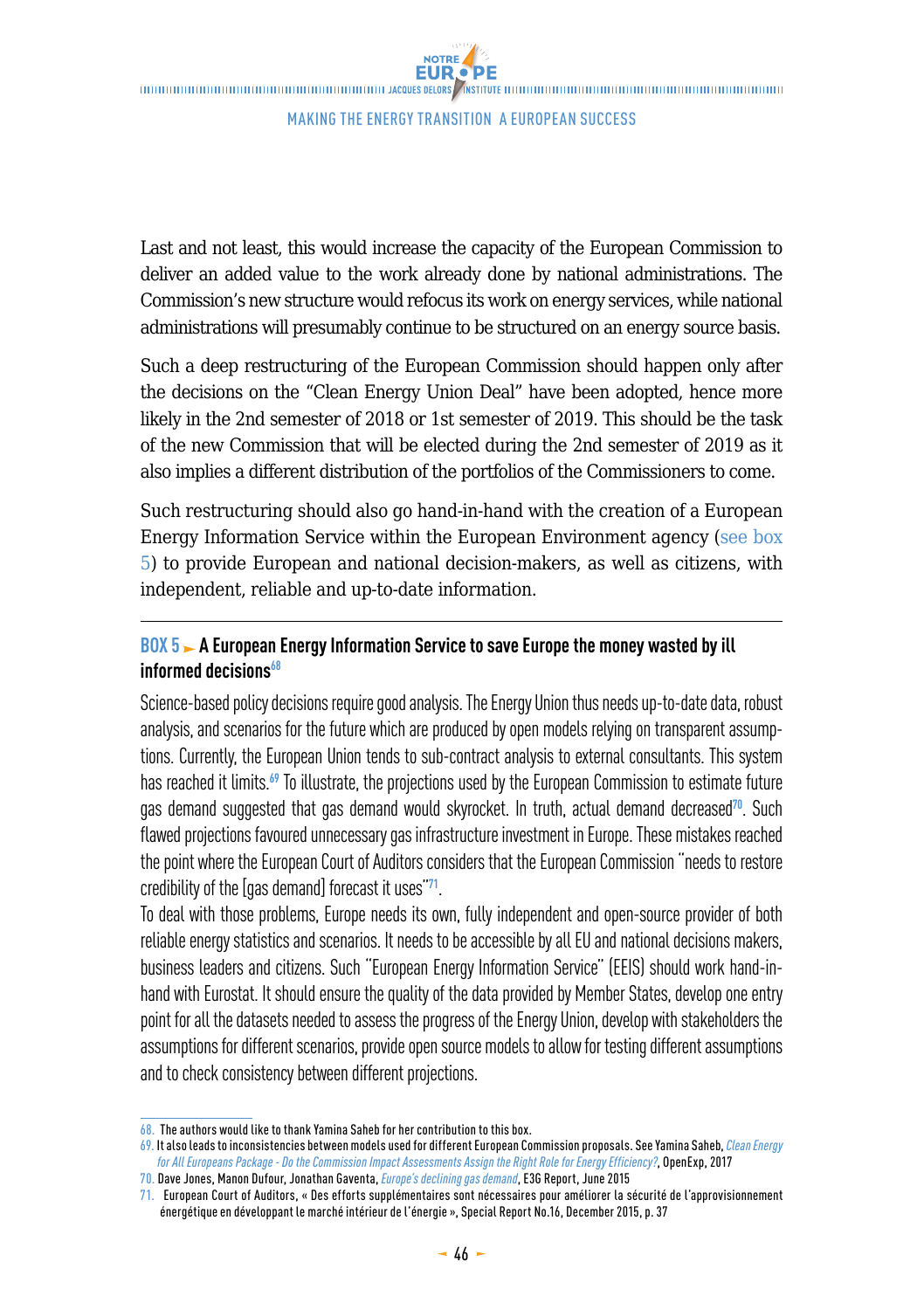Last and not least, this would increase the capacity of the European Commission to deliver an added value to the work already done by national administrations. The Commission's new structure would refocus its work on energy services, while national administrations will presumably continue to be structured on an energy source basis.

Such a deep restructuring of the European Commission should happen only after the decisions on the "Clean Energy Union Deal" have been adopted, hence more likely in the 2nd semester of 2018 or 1st semester of 2019. This should be the task of the new Commission that will be elected during the 2nd semester of 2019 as it also implies a different distribution of the portfolios of the Commissioners to come.

Such restructuring should also go hand-in-hand with the creation of a European Energy Information Service within the European Environment agency (see box 5) to provide European and national decision-makers, as well as citizens, with independent, reliable and up-to-date information.

---

### BOX 5 ► A European Energy Information Service to save Europe the money wasted by ill informed decisions[68]

Science-based policy decisions require good analysis. The Energy Union thus needs up-to-date data, robust analysis, and scenarios for the future which are produced by open models relying on transparent assumptions. Currently, the European Union tends to sub-contract analysis to external consultants. This system has reached it limits.[69] To illustrate, the projections used by the European Commission to estimate future gas demand suggested that gas demand would skyrocket. In truth, actual demand decreased[70]. Such flawed projections favoured unnecessary gas infrastructure investment in Europe. These mistakes reached the point where the European Court of Auditors considers that the European Commission "needs to restore credibility of the [gas demand] forecast it uses"[71].

To deal with those problems, Europe needs its own, fully independent and open-source provider of both reliable energy statistics and scenarios. It needs to be accessible by all EU and national decisions makers, business leaders and citizens. Such "European Energy Information Service" (EEIS) should work hand-in-hand with Eurostat. It should ensure the quality of the data provided by Member States, develop one entry point for all the datasets needed to assess the progress of the Energy Union, develop with stakeholders the assumptions for different scenarios, provide open source models to allow for testing different assumptions and to check consistency between different projections.

---

68. The authors would like to thank Yamina Saheb for her contribution to this box.

69. It also leads to inconsistencies between models used for different European Commission proposals. See Yamina Saheb, *Clean Energy for All Europeans Package - Do the Commission Impact Assessments Assign the Right Role for Energy Efficiency?*, OpenExp, 2017

70. Dave Jones, Manon Dufour, Jonathan Gaventa, *Europe's declining gas demand*, E3G Report, June 2015

71. European Court of Auditors, « Des efforts supplémentaires sont nécessaires pour améliorer la sécurité de l'approvisionnement énergétique en développant le marché intérieur de l'énergie », Special Report No.16, December 2015, p. 37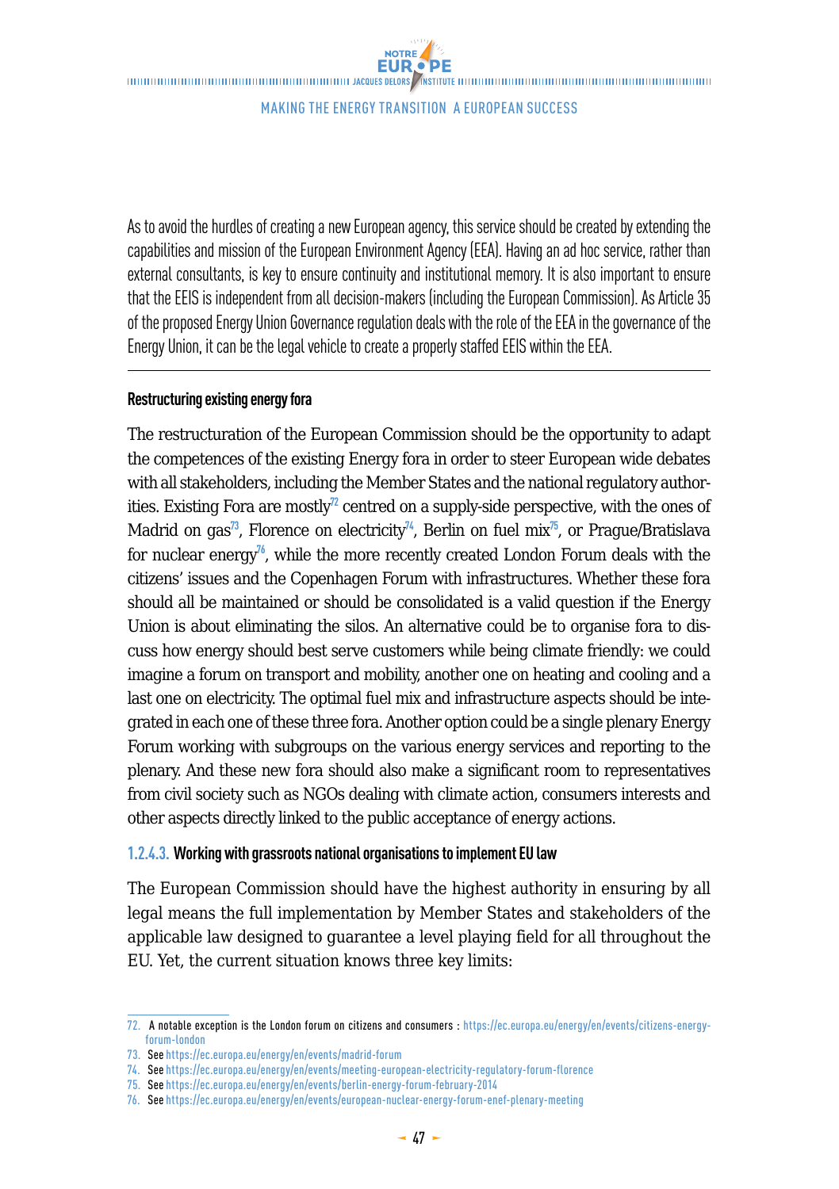As to avoid the hurdles of creating a new European agency, this service should be created by extending the capabilities and mission of the European Environment Agency (EEA). Having an ad hoc service, rather than external consultants, is key to ensure continuity and institutional memory. It is also important to ensure that the EEIS is independent from all decision-makers (including the European Commission). As Article 35 of the proposed Energy Union Governance regulation deals with the role of the EEA in the governance of the Energy Union, it can be the legal vehicle to create a properly staffed EEIS within the EEA.

---

**Restructuring existing energy fora**

The restructuration of the European Commission should be the opportunity to adapt the competences of the existing Energy fora in order to steer European wide debates with all stakeholders, including the Member States and the national regulatory authorities. Existing Fora are mostly[72] centred on a supply-side perspective, with the ones of Madrid on gas[73], Florence on electricity[74], Berlin on fuel mix[75], or Prague/Bratislava for nuclear energy[76], while the more recently created London Forum deals with the citizens' issues and the Copenhagen Forum with infrastructures. Whether these fora should all be maintained or should be consolidated is a valid question if the Energy Union is about eliminating the silos. An alternative could be to organise fora to discuss how energy should best serve customers while being climate friendly: we could imagine a forum on transport and mobility, another one on heating and cooling and a last one on electricity. The optimal fuel mix and infrastructure aspects should be integrated in each one of these three fora. Another option could be a single plenary Energy Forum working with subgroups on the various energy services and reporting to the plenary. And these new fora should also make a significant room to representatives from civil society such as NGOs dealing with climate action, consumers interests and other aspects directly linked to the public acceptance of energy actions.

#### 1.2.4.3. Working with grassroots national organisations to implement EU law

The European Commission should have the highest authority in ensuring by all legal means the full implementation by Member States and stakeholders of the applicable law designed to guarantee a level playing field for all throughout the EU. Yet, the current situation knows three key limits:

---

72. A notable exception is the London forum on citizens and consumers : https://ec.europa.eu/energy/en/events/citizens-energy-forum-london
73. See https://ec.europa.eu/energy/en/events/madrid-forum
74. See https://ec.europa.eu/energy/en/events/meeting-european-electricity-regulatory-forum-florence
75. See https://ec.europa.eu/energy/en/events/berlin-energy-forum-february-2014
76. See https://ec.europa.eu/energy/en/events/european-nuclear-energy-forum-enef-plenary-meeting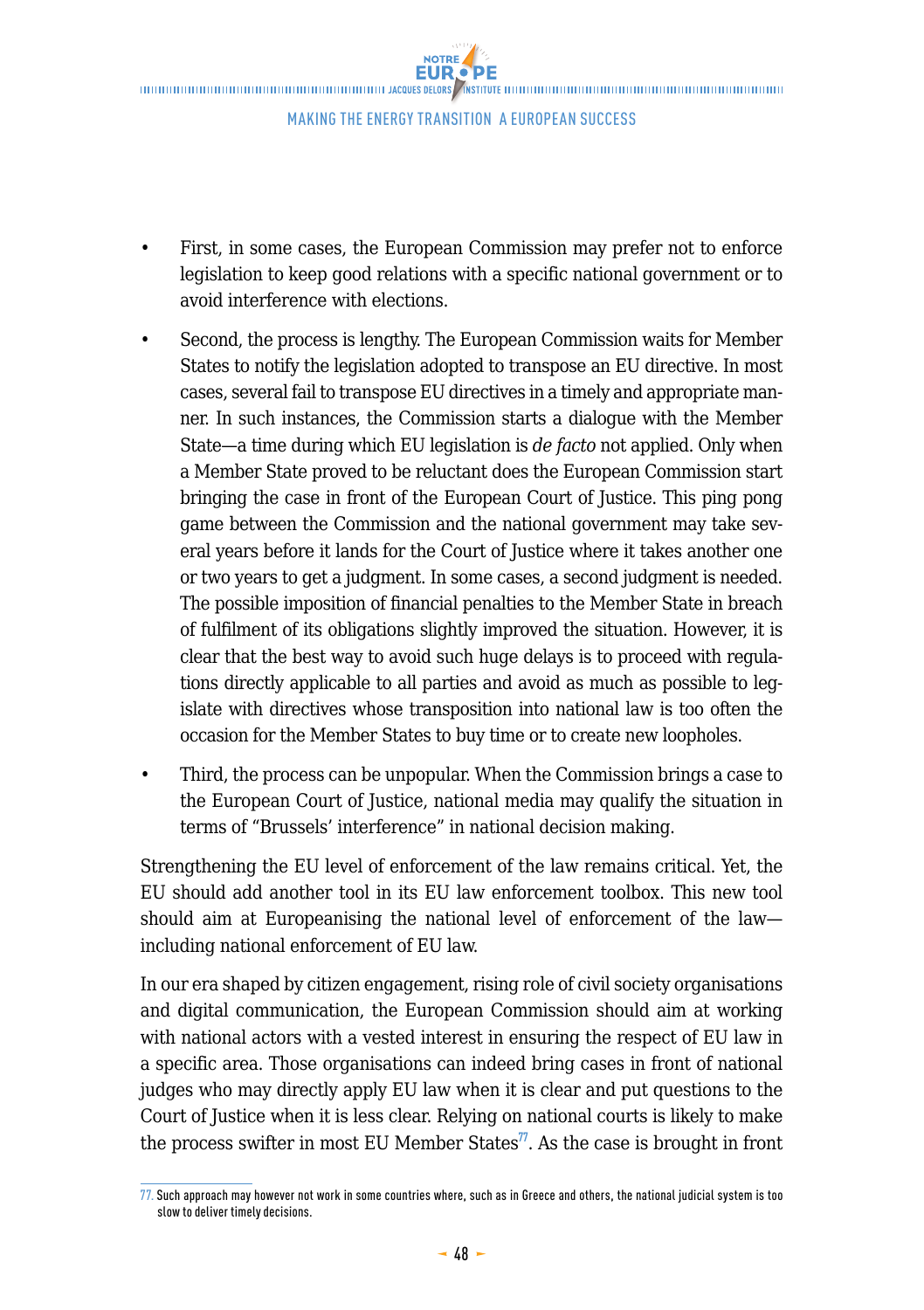- First, in some cases, the European Commission may prefer not to enforce legislation to keep good relations with a specific national government or to avoid interference with elections.
- Second, the process is lengthy. The European Commission waits for Member States to notify the legislation adopted to transpose an EU directive. In most cases, several fail to transpose EU directives in a timely and appropriate manner. In such instances, the Commission starts a dialogue with the Member State—a time during which EU legislation is *de facto* not applied. Only when a Member State proved to be reluctant does the European Commission start bringing the case in front of the European Court of Justice. This ping pong game between the Commission and the national government may take several years before it lands for the Court of Justice where it takes another one or two years to get a judgment. In some cases, a second judgment is needed. The possible imposition of financial penalties to the Member State in breach of fulfilment of its obligations slightly improved the situation. However, it is clear that the best way to avoid such huge delays is to proceed with regulations directly applicable to all parties and avoid as much as possible to legislate with directives whose transposition into national law is too often the occasion for the Member States to buy time or to create new loopholes.
- Third, the process can be unpopular. When the Commission brings a case to the European Court of Justice, national media may qualify the situation in terms of "Brussels' interference" in national decision making.

Strengthening the EU level of enforcement of the law remains critical. Yet, the EU should add another tool in its EU law enforcement toolbox. This new tool should aim at Europeanising the national level of enforcement of the law—including national enforcement of EU law.

In our era shaped by citizen engagement, rising role of civil society organisations and digital communication, the European Commission should aim at working with national actors with a vested interest in ensuring the respect of EU law in a specific area. Those organisations can indeed bring cases in front of national judges who may directly apply EU law when it is clear and put questions to the Court of Justice when it is less clear. Relying on national courts is likely to make the process swifter in most EU Member States[77]. As the case is brought in front

[77] Such approach may however not work in some countries where, such as in Greece and others, the national judicial system is too slow to deliver timely decisions.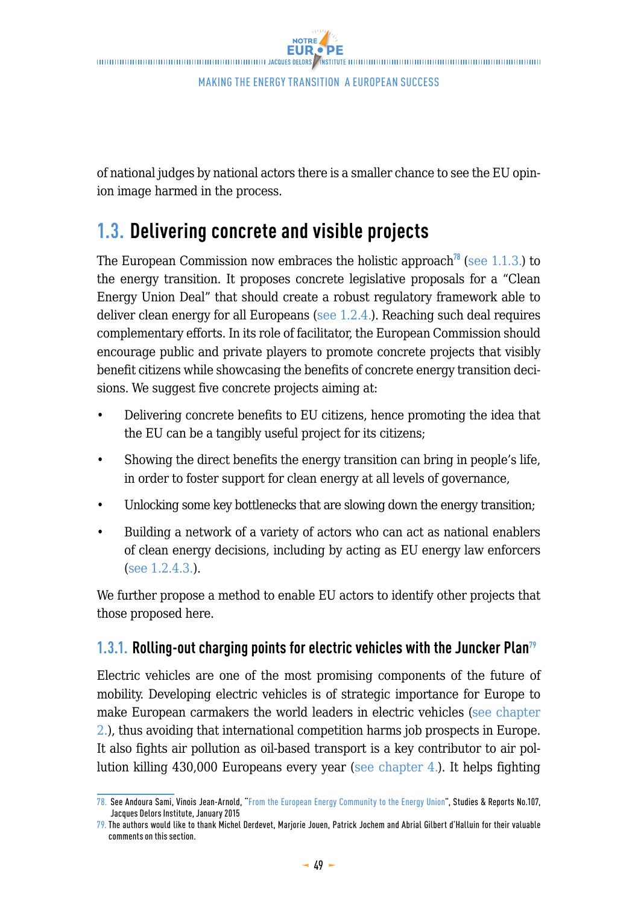of national judges by national actors there is a smaller chance to see the EU opinion image harmed in the process.

## 1.3. Delivering concrete and visible projects

The European Commission now embraces the holistic approach[78] (see 1.1.3.) to the energy transition. It proposes concrete legislative proposals for a "Clean Energy Union Deal" that should create a robust regulatory framework able to deliver clean energy for all Europeans (see 1.2.4.). Reaching such deal requires complementary efforts. In its role of facilitator, the European Commission should encourage public and private players to promote concrete projects that visibly benefit citizens while showcasing the benefits of concrete energy transition decisions. We suggest five concrete projects aiming at:

- Delivering concrete benefits to EU citizens, hence promoting the idea that the EU can be a tangibly useful project for its citizens;
- Showing the direct benefits the energy transition can bring in people's life, in order to foster support for clean energy at all levels of governance,
- Unlocking some key bottlenecks that are slowing down the energy transition;
- Building a network of a variety of actors who can act as national enablers of clean energy decisions, including by acting as EU energy law enforcers (see 1.2.4.3.).

We further propose a method to enable EU actors to identify other projects that those proposed here.

### 1.3.1. Rolling-out charging points for electric vehicles with the Juncker Plan[79]

Electric vehicles are one of the most promising components of the future of mobility. Developing electric vehicles is of strategic importance for Europe to make European carmakers the world leaders in electric vehicles (see chapter 2.), thus avoiding that international competition harms job prospects in Europe. It also fights air pollution as oil-based transport is a key contributor to air pollution killing 430,000 Europeans every year (see chapter 4.). It helps fighting

---

78. See Andoura Sami, Vinois Jean-Arnold, "From the European Energy Community to the Energy Union", Studies & Reports No.107, Jacques Delors Institute, January 2015

79. The authors would like to thank Michel Derdevet, Marjorie Jouen, Patrick Jochem and Abrial Gilbert d'Halluin for their valuable comments on this section.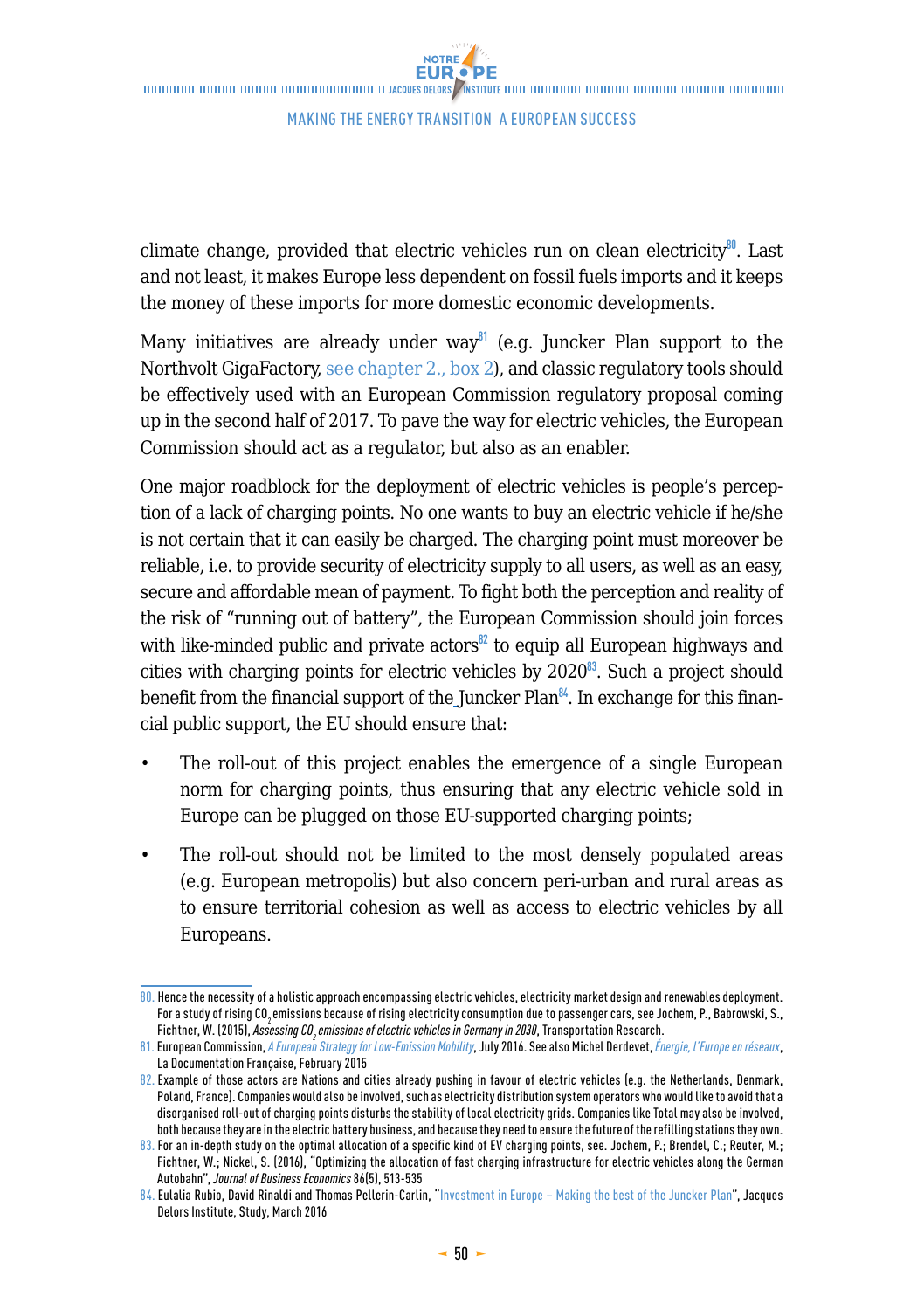climate change, provided that electric vehicles run on clean electricity[80]. Last and not least, it makes Europe less dependent on fossil fuels imports and it keeps the money of these imports for more domestic economic developments.

Many initiatives are already under way[81] (e.g. Juncker Plan support to the Northvolt GigaFactory, see chapter 2., box 2), and classic regulatory tools should be effectively used with an European Commission regulatory proposal coming up in the second half of 2017. To pave the way for electric vehicles, the European Commission should act as a regulator, but also as an enabler.

One major roadblock for the deployment of electric vehicles is people's perception of a lack of charging points. No one wants to buy an electric vehicle if he/she is not certain that it can easily be charged. The charging point must moreover be reliable, i.e. to provide security of electricity supply to all users, as well as an easy, secure and affordable mean of payment. To fight both the perception and reality of the risk of "running out of battery", the European Commission should join forces with like-minded public and private actors[82] to equip all European highways and cities with charging points for electric vehicles by 2020[83]. Such a project should benefit from the financial support of the Juncker Plan[84]. In exchange for this financial public support, the EU should ensure that:

- The roll-out of this project enables the emergence of a single European norm for charging points, thus ensuring that any electric vehicle sold in Europe can be plugged on those EU-supported charging points;
- The roll-out should not be limited to the most densely populated areas (e.g. European metropolis) but also concern peri-urban and rural areas as to ensure territorial cohesion as well as access to electric vehicles by all Europeans.

---

80. Hence the necessity of a holistic approach encompassing electric vehicles, electricity market design and renewables deployment. For a study of rising $CO_2$ emissions because of rising electricity consumption due to passenger cars, see Jochem, P., Babrowski, S., Fichtner, W. (2015), *Assessing $CO_2$ emissions of electric vehicles in Germany in 2030*, Transportation Research.

81. European Commission, *A European Strategy for Low-Emission Mobility*, July 2016. See also Michel Derdevet, *Énergie, l'Europe en réseaux*, La Documentation Française, February 2015

82. Example of those actors are Nations and cities already pushing in favour of electric vehicles (e.g. the Netherlands, Denmark, Poland, France). Companies would also be involved, such as electricity distribution system operators who would like to avoid that a disorganised roll-out of charging points disturbs the stability of local electricity grids. Companies like Total may also be involved, both because they are in the electric battery business, and because they need to ensure the future of the refilling stations they own.

83. For an in-depth study on the optimal allocation of a specific kind of EV charging points, see. Jochem, P.; Brendel, C.; Reuter, M.; Fichtner, W.; Nickel, S. (2016), "Optimizing the allocation of fast charging infrastructure for electric vehicles along the German Autobahn", *Journal of Business Economics* 86(5), 513-535

84. Eulalia Rubio, David Rinaldi and Thomas Pellerin-Carlin, "Investment in Europe – Making the best of the Juncker Plan", Jacques Delors Institute, Study, March 2016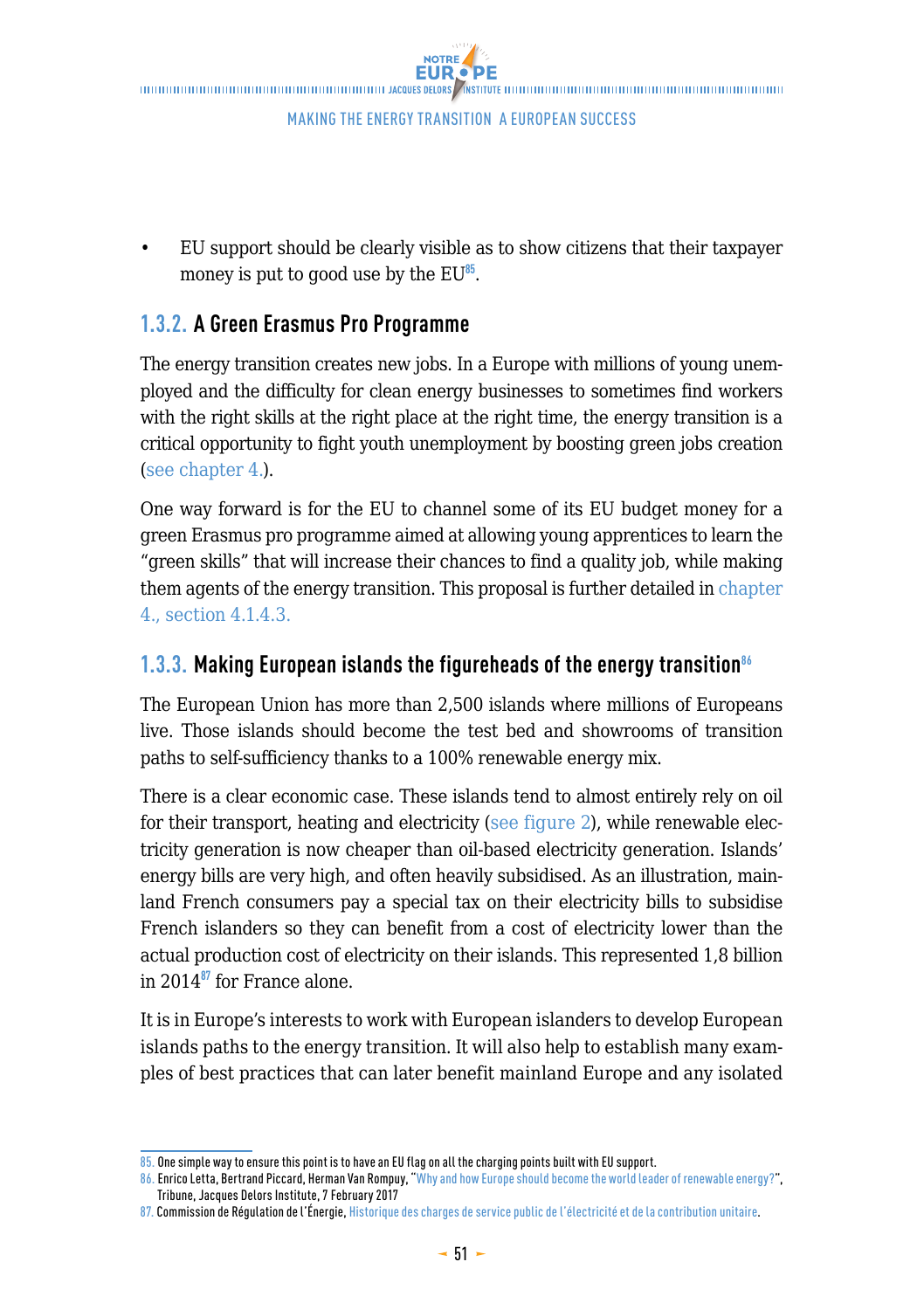- EU support should be clearly visible as to show citizens that their taxpayer money is put to good use by the EU[85].

### 1.3.2. A Green Erasmus Pro Programme

The energy transition creates new jobs. In a Europe with millions of young unemployed and the difficulty for clean energy businesses to sometimes find workers with the right skills at the right place at the right time, the energy transition is a critical opportunity to fight youth unemployment by boosting green jobs creation (see chapter 4.).

One way forward is for the EU to channel some of its EU budget money for a green Erasmus pro programme aimed at allowing young apprentices to learn the "green skills" that will increase their chances to find a quality job, while making them agents of the energy transition. This proposal is further detailed in chapter 4., section 4.1.4.3.

### 1.3.3. Making European islands the figureheads of the energy transition[86]

The European Union has more than 2,500 islands where millions of Europeans live. Those islands should become the test bed and showrooms of transition paths to self-sufficiency thanks to a 100% renewable energy mix.

There is a clear economic case. These islands tend to almost entirely rely on oil for their transport, heating and electricity (see figure 2), while renewable electricity generation is now cheaper than oil-based electricity generation. Islands' energy bills are very high, and often heavily subsidised. As an illustration, mainland French consumers pay a special tax on their electricity bills to subsidise French islanders so they can benefit from a cost of electricity lower than the actual production cost of electricity on their islands. This represented 1,8 billion in 2014[87] for France alone.

It is in Europe's interests to work with European islanders to develop European islands paths to the energy transition. It will also help to establish many examples of best practices that can later benefit mainland Europe and any isolated

---

85. One simple way to ensure this point is to have an EU flag on all the charging points built with EU support.

86. Enrico Letta, Bertrand Piccard, Herman Van Rompuy, "Why and how Europe should become the world leader of renewable energy?", Tribune, Jacques Delors Institute, 7 February 2017

87. Commission de Régulation de l'Énergie, Historique des charges de service public de l'électricité et de la contribution unitaire.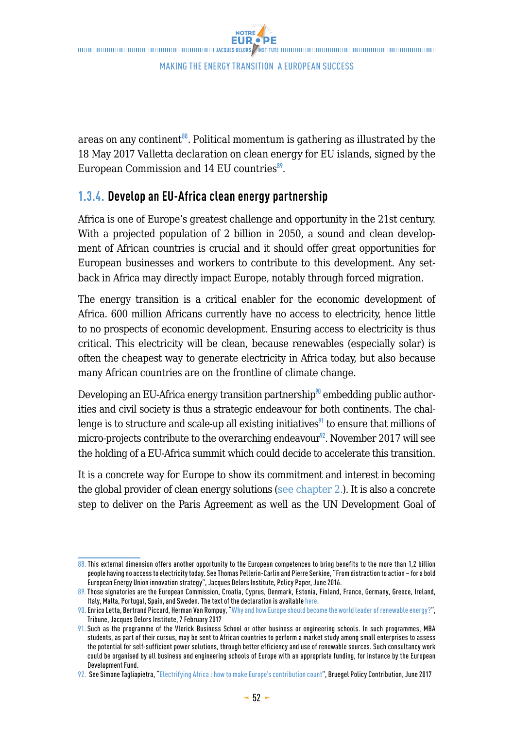areas on any continent[88]. Political momentum is gathering as illustrated by the 18 May 2017 Valletta declaration on clean energy for EU islands, signed by the European Commission and 14 EU countries[89].

### 1.3.4. Develop an EU-Africa clean energy partnership

Africa is one of Europe's greatest challenge and opportunity in the 21st century. With a projected population of 2 billion in 2050, a sound and clean development of African countries is crucial and it should offer great opportunities for European businesses and workers to contribute to this development. Any setback in Africa may directly impact Europe, notably through forced migration.

The energy transition is a critical enabler for the economic development of Africa. 600 million Africans currently have no access to electricity, hence little to no prospects of economic development. Ensuring access to electricity is thus critical. This electricity will be clean, because renewables (especially solar) is often the cheapest way to generate electricity in Africa today, but also because many African countries are on the frontline of climate change.

Developing an EU-Africa energy transition partnership[90] embedding public authorities and civil society is thus a strategic endeavour for both continents. The challenge is to structure and scale-up all existing initiatives[91] to ensure that millions of micro-projects contribute to the overarching endeavour[92]. November 2017 will see the holding of a EU-Africa summit which could decide to accelerate this transition.

It is a concrete way for Europe to show its commitment and interest in becoming the global provider of clean energy solutions (see chapter 2.). It is also a concrete step to deliver on the Paris Agreement as well as the UN Development Goal of

---

88. This external dimension offers another opportunity to the European competences to bring benefits to the more than 1,2 billion people having no access to electricity today. See Thomas Pellerin-Carlin and Pierre Serkine, "From distraction to action – for a bold European Energy Union innovation strategy", Jacques Delors Institute, Policy Paper, June 2016.

89. Those signatories are the European Commission, Croatia, Cyprus, Denmark, Estonia, Finland, France, Germany, Greece, Ireland, Italy, Malta, Portugal, Spain, and Sweden. The text of the declaration is available here.

90. Enrico Letta, Bertrand Piccard, Herman Van Rompuy, "Why and how Europe should become the world leader of renewable energy?", Tribune, Jacques Delors Institute, 7 February 2017

91. Such as the programme of the Vlerick Business School or other business or engineering schools. In such programmes, MBA students, as part of their cursus, may be sent to African countries to perform a market study among small enterprises to assess the potential for self-sufficient power solutions, through better efficiency and use of renewable sources. Such consultancy work could be organised by all business and engineering schools of Europe with an appropriate funding, for instance by the European Development Fund.

92. See Simone Tagliapietra, "Electrifying Africa : how to make Europe's contribution count", Bruegel Policy Contribution, June 2017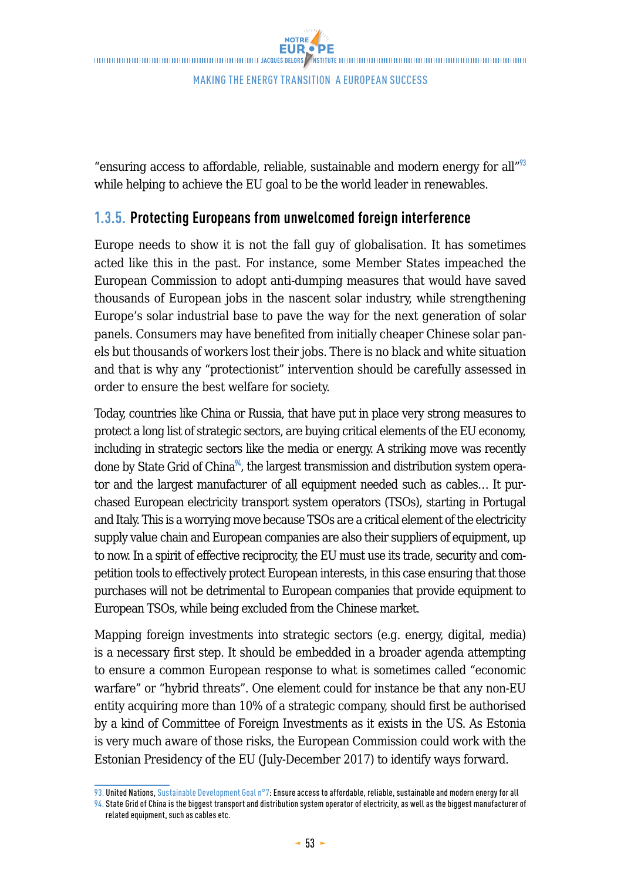"ensuring access to affordable, reliable, sustainable and modern energy for all"[93] while helping to achieve the EU goal to be the world leader in renewables.

### 1.3.5. Protecting Europeans from unwelcomed foreign interference

Europe needs to show it is not the fall guy of globalisation. It has sometimes acted like this in the past. For instance, some Member States impeached the European Commission to adopt anti-dumping measures that would have saved thousands of European jobs in the nascent solar industry, while strengthening Europe's solar industrial base to pave the way for the next generation of solar panels. Consumers may have benefited from initially cheaper Chinese solar panels but thousands of workers lost their jobs. There is no black and white situation and that is why any "protectionist" intervention should be carefully assessed in order to ensure the best welfare for society.

Today, countries like China or Russia, that have put in place very strong measures to protect a long list of strategic sectors, are buying critical elements of the EU economy, including in strategic sectors like the media or energy. A striking move was recently done by State Grid of China[94], the largest transmission and distribution system operator and the largest manufacturer of all equipment needed such as cables… It purchased European electricity transport system operators (TSOs), starting in Portugal and Italy. This is a worrying move because TSOs are a critical element of the electricity supply value chain and European companies are also their suppliers of equipment, up to now. In a spirit of effective reciprocity, the EU must use its trade, security and competition tools to effectively protect European interests, in this case ensuring that those purchases will not be detrimental to European companies that provide equipment to European TSOs, while being excluded from the Chinese market.

Mapping foreign investments into strategic sectors (e.g. energy, digital, media) is a necessary first step. It should be embedded in a broader agenda attempting to ensure a common European response to what is sometimes called "economic warfare" or "hybrid threats". One element could for instance be that any non-EU entity acquiring more than 10% of a strategic company, should first be authorised by a kind of Committee of Foreign Investments as it exists in the US. As Estonia is very much aware of those risks, the European Commission could work with the Estonian Presidency of the EU (July-December 2017) to identify ways forward.

---

93. United Nations, Sustainable Development Goal n°7: Ensure access to affordable, reliable, sustainable and modern energy for all

94. State Grid of China is the biggest transport and distribution system operator of electricity, as well as the biggest manufacturer of related equipment, such as cables etc.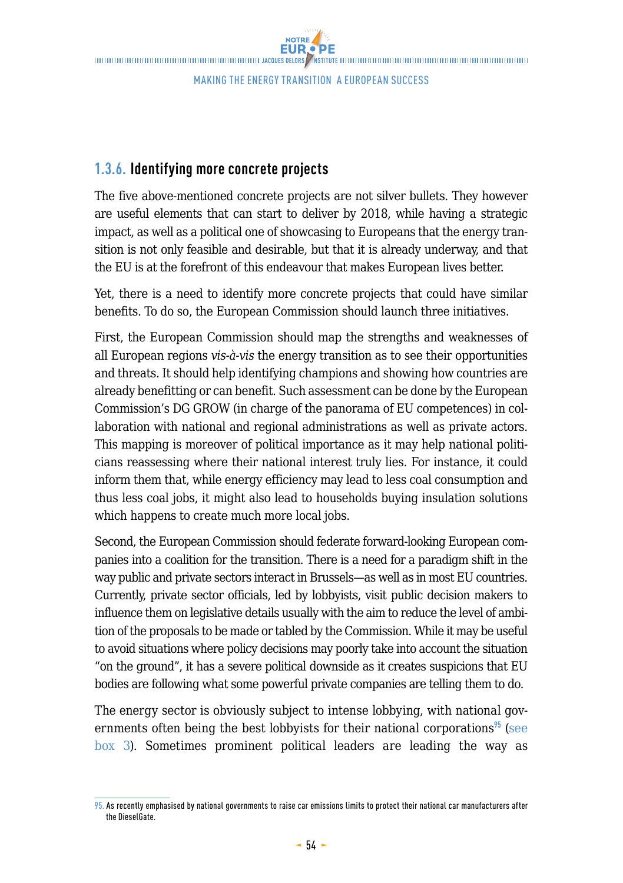### 1.3.6. Identifying more concrete projects

The five above-mentioned concrete projects are not silver bullets. They however are useful elements that can start to deliver by 2018, while having a strategic impact, as well as a political one of showcasing to Europeans that the energy transition is not only feasible and desirable, but that it is already underway, and that the EU is at the forefront of this endeavour that makes European lives better.

Yet, there is a need to identify more concrete projects that could have similar benefits. To do so, the European Commission should launch three initiatives.

First, the European Commission should map the strengths and weaknesses of all European regions *vis-à-vis* the energy transition as to see their opportunities and threats. It should help identifying champions and showing how countries are already benefitting or can benefit. Such assessment can be done by the European Commission's DG GROW (in charge of the panorama of EU competences) in collaboration with national and regional administrations as well as private actors. This mapping is moreover of political importance as it may help national politicians reassessing where their national interest truly lies. For instance, it could inform them that, while energy efficiency may lead to less coal consumption and thus less coal jobs, it might also lead to households buying insulation solutions which happens to create much more local jobs.

Second, the European Commission should federate forward-looking European companies into a coalition for the transition. There is a need for a paradigm shift in the way public and private sectors interact in Brussels—as well as in most EU countries. Currently, private sector officials, led by lobbyists, visit public decision makers to influence them on legislative details usually with the aim to reduce the level of ambition of the proposals to be made or tabled by the Commission. While it may be useful to avoid situations where policy decisions may poorly take into account the situation "on the ground", it has a severe political downside as it creates suspicions that EU bodies are following what some powerful private companies are telling them to do.

The energy sector is obviously subject to intense lobbying, with national governments often being the best lobbyists for their national corporations[95] (see box 3). Sometimes prominent political leaders are leading the way as

95. As recently emphasised by national governments to raise car emissions limits to protect their national car manufacturers after the DieselGate.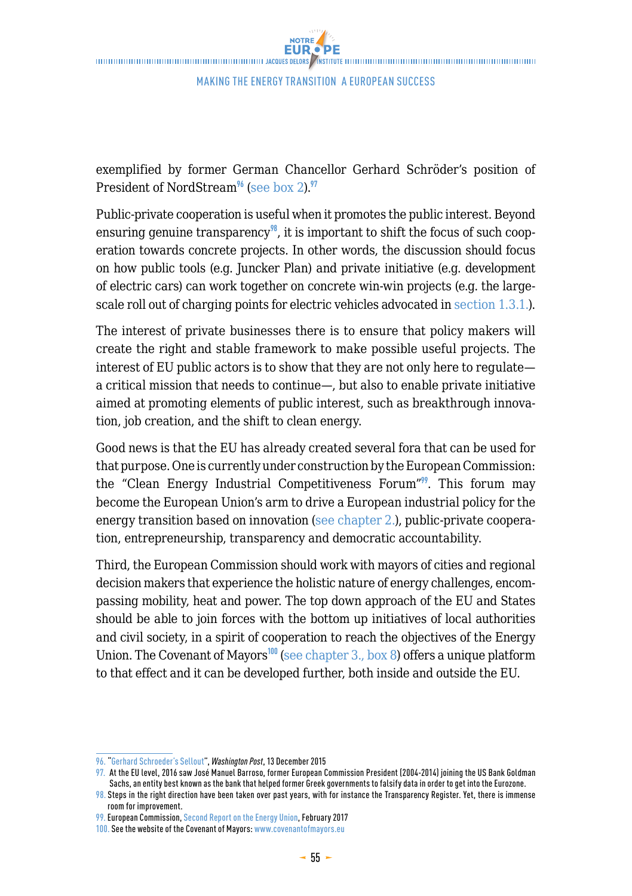exemplified by former German Chancellor Gerhard Schröder's position of President of NordStream[96] (see box 2).[97]

Public-private cooperation is useful when it promotes the public interest. Beyond ensuring genuine transparency[98], it is important to shift the focus of such cooperation towards concrete projects. In other words, the discussion should focus on how public tools (e.g. Juncker Plan) and private initiative (e.g. development of electric cars) can work together on concrete win-win projects (e.g. the large-scale roll out of charging points for electric vehicles advocated in section 1.3.1.).

The interest of private businesses there is to ensure that policy makers will create the right and stable framework to make possible useful projects. The interest of EU public actors is to show that they are not only here to regulate—a critical mission that needs to continue—, but also to enable private initiative aimed at promoting elements of public interest, such as breakthrough innovation, job creation, and the shift to clean energy.

Good news is that the EU has already created several fora that can be used for that purpose. One is currently under construction by the European Commission: the "Clean Energy Industrial Competitiveness Forum"[99]. This forum may become the European Union's arm to drive a European industrial policy for the energy transition based on innovation (see chapter 2.), public-private cooperation, entrepreneurship, transparency and democratic accountability.

Third, the European Commission should work with mayors of cities and regional decision makers that experience the holistic nature of energy challenges, encompassing mobility, heat and power. The top down approach of the EU and States should be able to join forces with the bottom up initiatives of local authorities and civil society, in a spirit of cooperation to reach the objectives of the Energy Union. The Covenant of Mayors[100] (see chapter 3., box 8) offers a unique platform to that effect and it can be developed further, both inside and outside the EU.

---

96. "Gerhard Schroeder's Sellout", *Washington Post*, 13 December 2015
97. At the EU level, 2016 saw José Manuel Barroso, former European Commission President (2004-2014) joining the US Bank Goldman Sachs, an entity best known as the bank that helped former Greek governments to falsify data in order to get into the Eurozone.
98. Steps in the right direction have been taken over past years, with for instance the Transparency Register. Yet, there is immense room for improvement.
99. European Commission, Second Report on the Energy Union, February 2017
100. See the website of the Covenant of Mayors: www.covenantofmayors.eu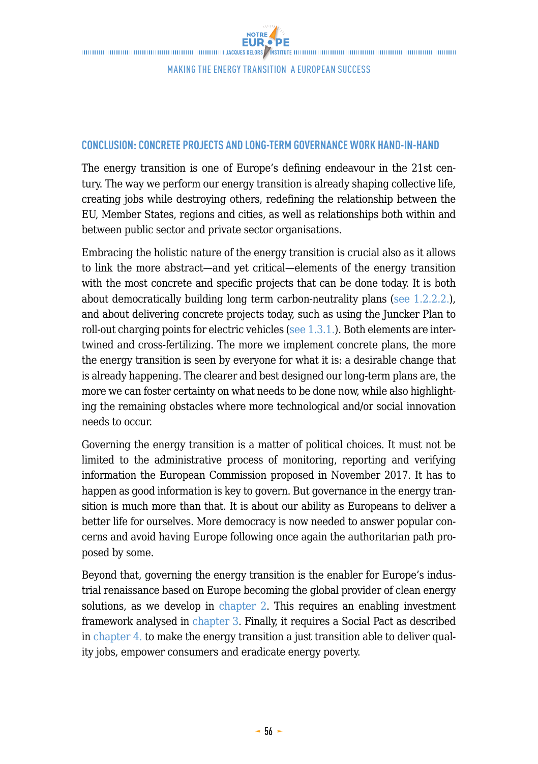## CONCLUSION: CONCRETE PROJECTS AND LONG-TERM GOVERNANCE WORK HAND-IN-HAND

The energy transition is one of Europe's defining endeavour in the 21st century. The way we perform our energy transition is already shaping collective life, creating jobs while destroying others, redefining the relationship between the EU, Member States, regions and cities, as well as relationships both within and between public sector and private sector organisations.

Embracing the holistic nature of the energy transition is crucial also as it allows to link the more abstract—and yet critical—elements of the energy transition with the most concrete and specific projects that can be done today. It is both about democratically building long term carbon-neutrality plans (see 1.2.2.2.), and about delivering concrete projects today, such as using the Juncker Plan to roll-out charging points for electric vehicles (see 1.3.1.). Both elements are intertwined and cross-fertilizing. The more we implement concrete plans, the more the energy transition is seen by everyone for what it is: a desirable change that is already happening. The clearer and best designed our long-term plans are, the more we can foster certainty on what needs to be done now, while also highlighting the remaining obstacles where more technological and/or social innovation needs to occur.

Governing the energy transition is a matter of political choices. It must not be limited to the administrative process of monitoring, reporting and verifying information the European Commission proposed in November 2017. It has to happen as good information is key to govern. But governance in the energy transition is much more than that. It is about our ability as Europeans to deliver a better life for ourselves. More democracy is now needed to answer popular concerns and avoid having Europe following once again the authoritarian path proposed by some.

Beyond that, governing the energy transition is the enabler for Europe's industrial renaissance based on Europe becoming the global provider of clean energy solutions, as we develop in chapter 2. This requires an enabling investment framework analysed in chapter 3. Finally, it requires a Social Pact as described in chapter 4. to make the energy transition a just transition able to deliver quality jobs, empower consumers and eradicate energy poverty.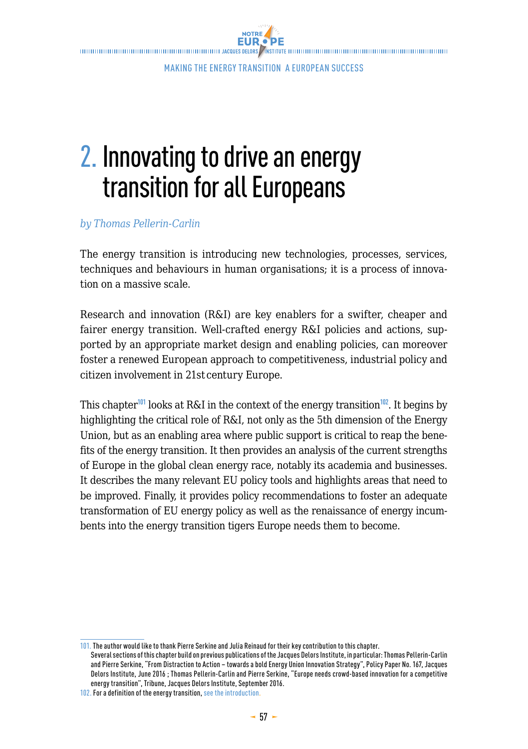# 2. Innovating to drive an energy transition for all Europeans

*by Thomas Pellerin-Carlin*

The energy transition is introducing new technologies, processes, services, techniques and behaviours in human organisations; it is a process of innovation on a massive scale.

Research and innovation (R&I) are key enablers for a swifter, cheaper and fairer energy transition. Well-crafted energy R&I policies and actions, supported by an appropriate market design and enabling policies, can moreover foster a renewed European approach to competitiveness, industrial policy and citizen involvement in 21st century Europe.

This chapter[101] looks at R&I in the context of the energy transition[102]. It begins by highlighting the critical role of R&I, not only as the 5th dimension of the Energy Union, but as an enabling area where public support is critical to reap the benefits of the energy transition. It then provides an analysis of the current strengths of Europe in the global clean energy race, notably its academia and businesses. It describes the many relevant EU policy tools and highlights areas that need to be improved. Finally, it provides policy recommendations to foster an adequate transformation of EU energy policy as well as the renaissance of energy incumbents into the energy transition tigers Europe needs them to become.

---

101. The author would like to thank Pierre Serkine and Julia Reinaud for their key contribution to this chapter.
Several sections of this chapter build on previous publications of the Jacques Delors Institute, in particular: Thomas Pellerin-Carlin and Pierre Serkine, "From Distraction to Action – towards a bold Energy Union Innovation Strategy", Policy Paper No. 167, Jacques Delors Institute, June 2016 ; Thomas Pellerin-Carlin and Pierre Serkine, "Europe needs crowd-based innovation for a competitive energy transition", Tribune, Jacques Delors Institute, September 2016.

102. For a definition of the energy transition, see the introduction.